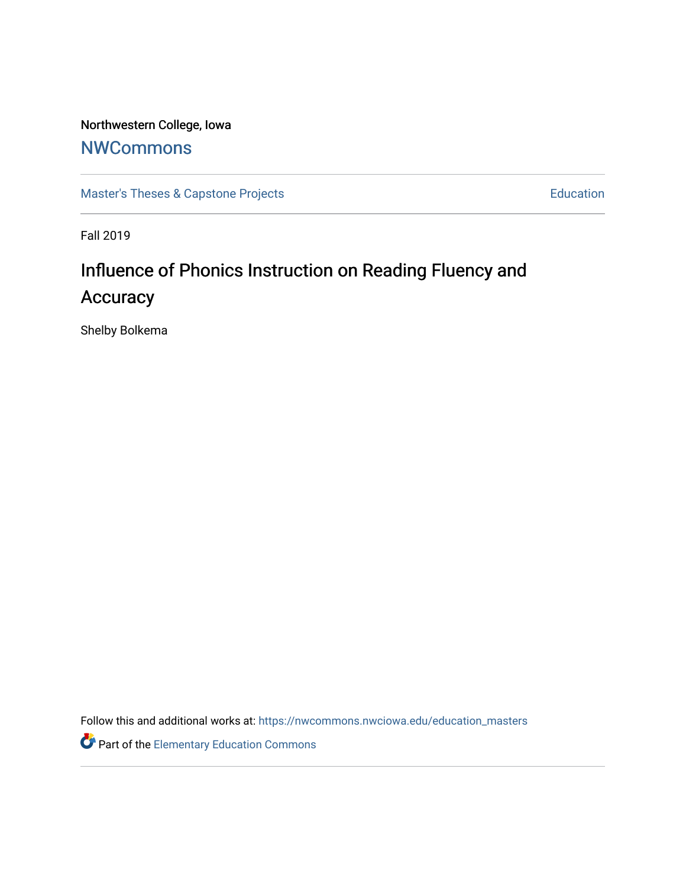Northwestern College, Iowa

# NWCommons

Master's Theses & Capstone Projects | Education

Fall 2019

## Influence of Phonics Instruction on Reading Fluency and Accuracy

Shelby Bolkema

Follow this and additional works at: https://nwcommons.nwciowa.edu/education_masters

Part of the Elementary Education Commons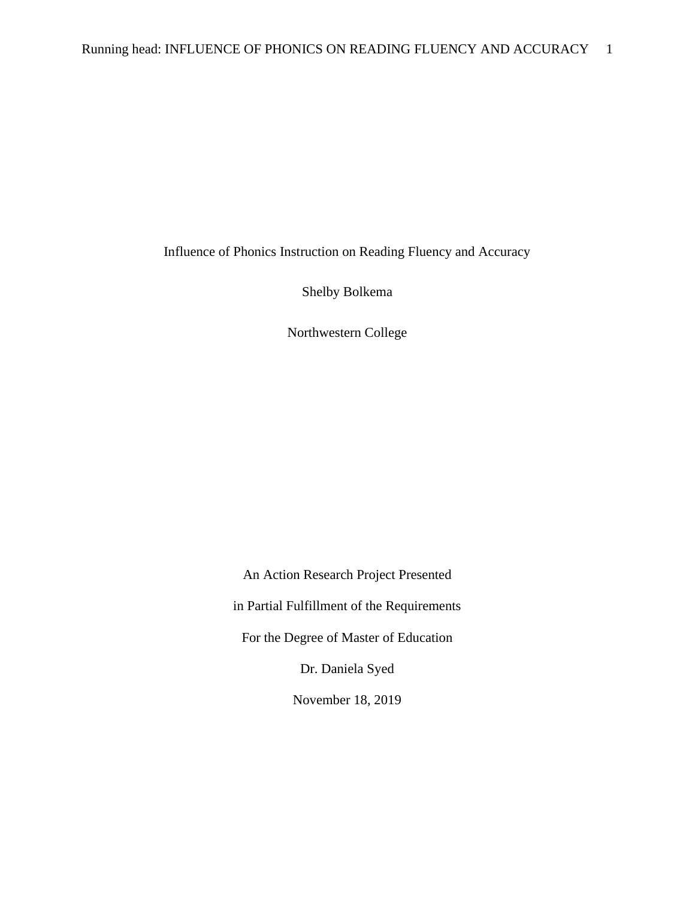Influence of Phonics Instruction on Reading Fluency and Accuracy

Shelby Bolkema

Northwestern College

An Action Research Project Presented

in Partial Fulfillment of the Requirements

For the Degree of Master of Education

Dr. Daniela Syed

November 18, 2019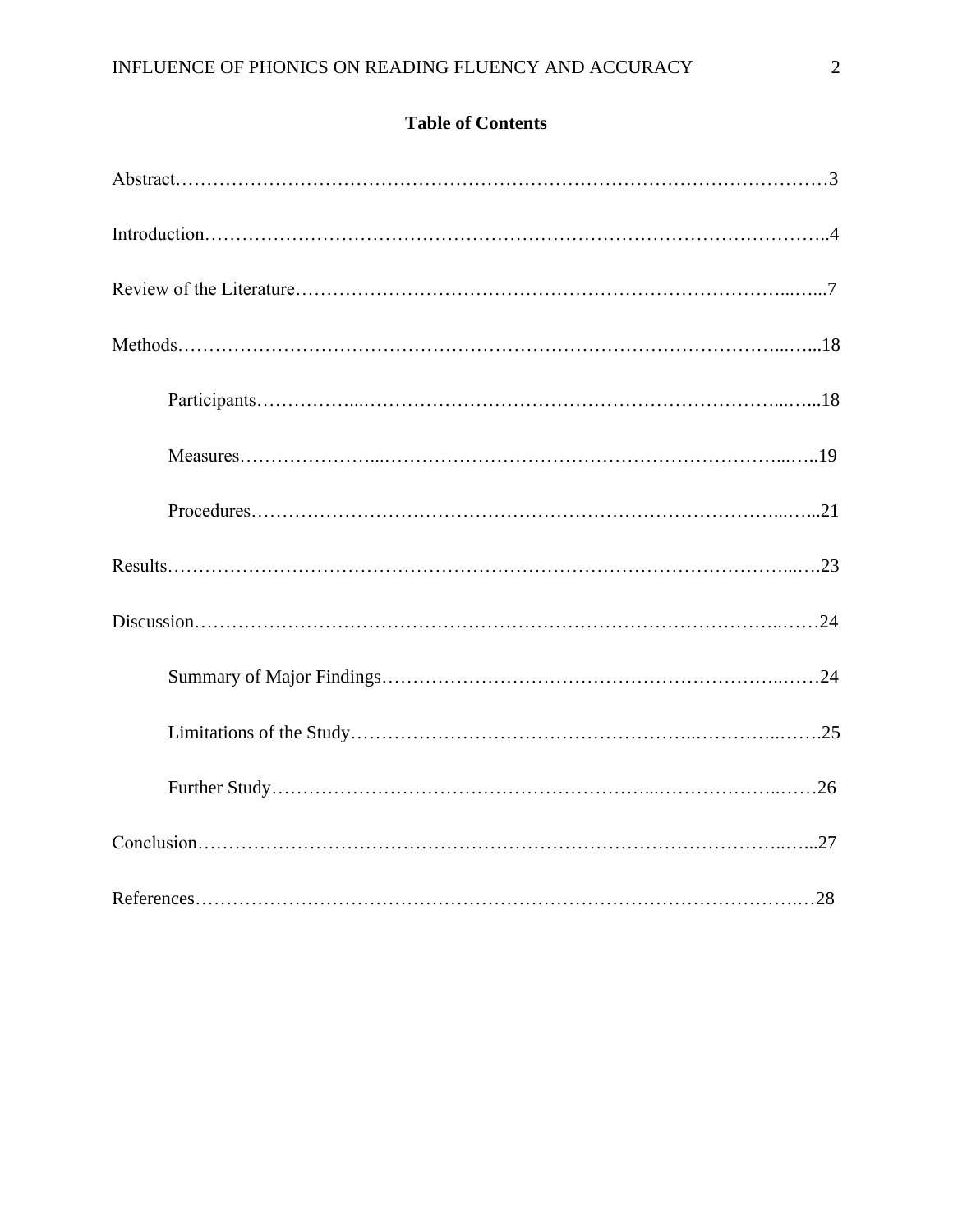## Table of Contents

Abstract……………………………………………………………………………………………3

Introduction………………………………………………………………………………………..4

Review of the Literature……………………………………………………………………...…...7

Methods……………………………………………………………………………………...…...18

Participants……………...………………………………………………………………...…...18

Measures…………………...……………………………………………………………...…..19

Procedures……………………………………………………………………………...…...21

Results…………………………………………………………………………………………...….23

Discussion………………………………………………………………………………..……24

Summary of Major Findings………………………………………………………..……24

Limitations of the Study…………………………………………………..…………..…….25

Further Study……………………………………………………...………………..……26

Conclusion…………………………………………………………………………………..…...27

References…………………………………………………………………………………….…28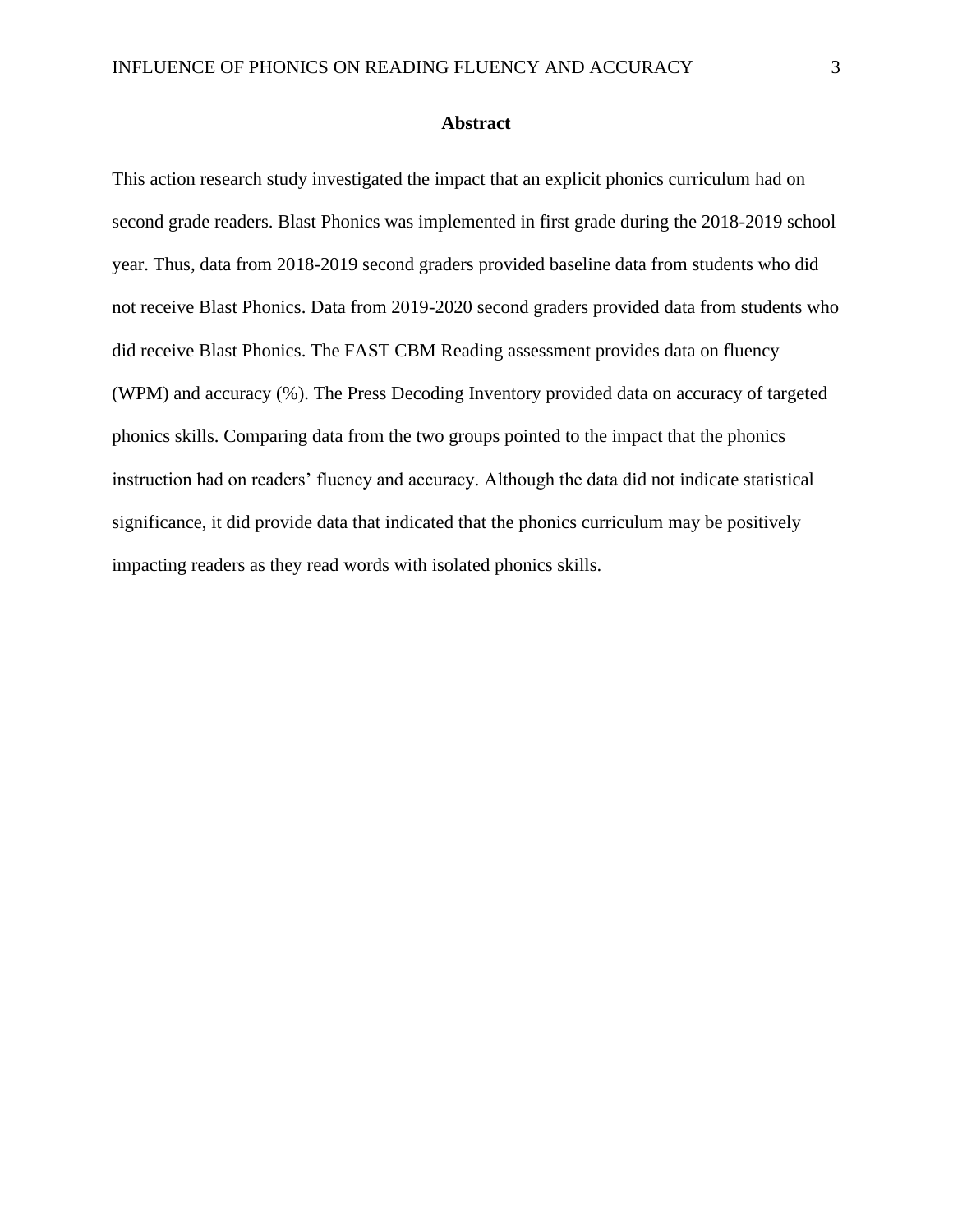# Abstract

This action research study investigated the impact that an explicit phonics curriculum had on second grade readers. Blast Phonics was implemented in first grade during the 2018-2019 school year. Thus, data from 2018-2019 second graders provided baseline data from students who did not receive Blast Phonics. Data from 2019-2020 second graders provided data from students who did receive Blast Phonics. The FAST CBM Reading assessment provides data on fluency (WPM) and accuracy (%). The Press Decoding Inventory provided data on accuracy of targeted phonics skills. Comparing data from the two groups pointed to the impact that the phonics instruction had on readers' fluency and accuracy. Although the data did not indicate statistical significance, it did provide data that indicated that the phonics curriculum may be positively impacting readers as they read words with isolated phonics skills.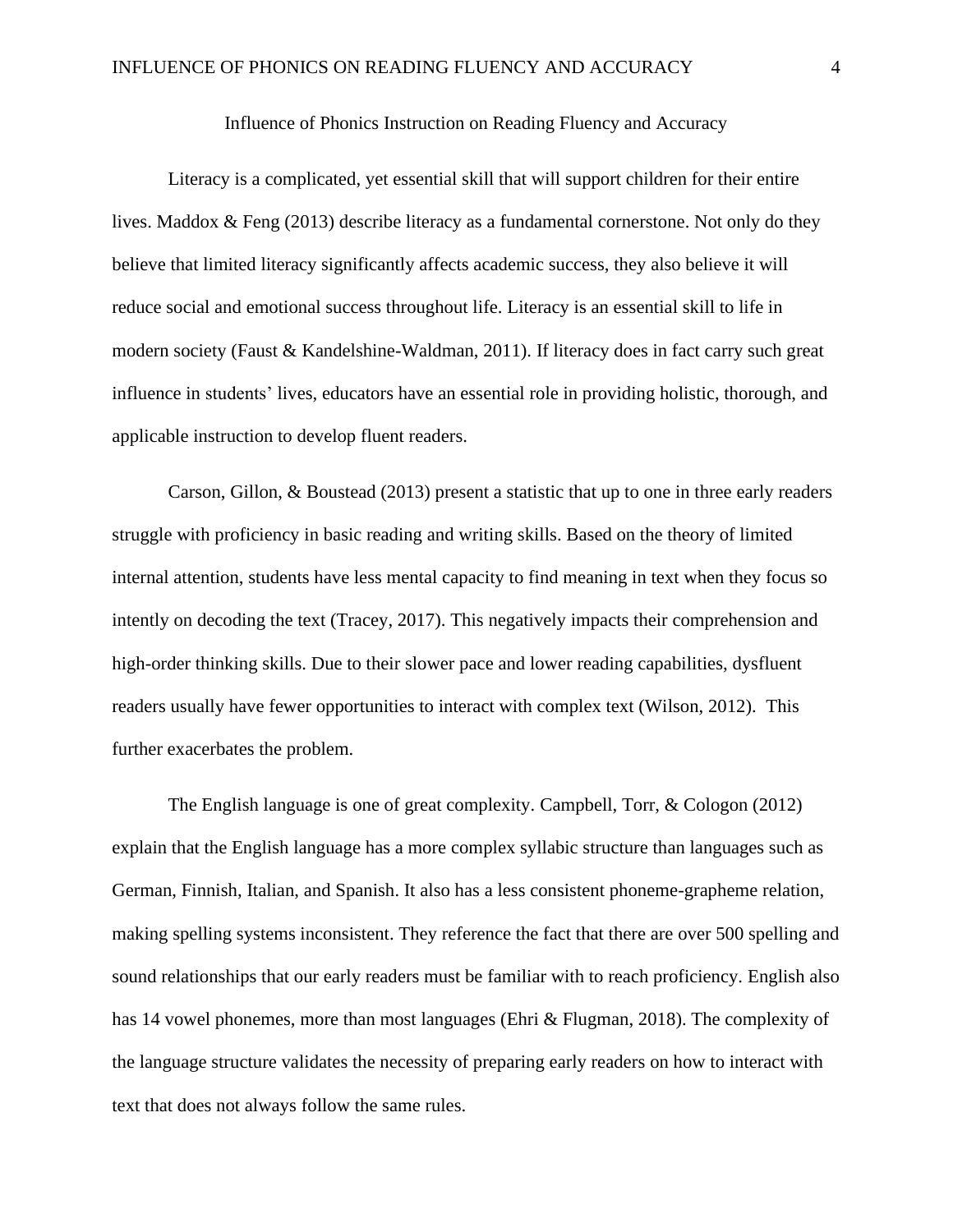# Influence of Phonics Instruction on Reading Fluency and Accuracy

Literacy is a complicated, yet essential skill that will support children for their entire lives. Maddox & Feng (2013) describe literacy as a fundamental cornerstone. Not only do they believe that limited literacy significantly affects academic success, they also believe it will reduce social and emotional success throughout life. Literacy is an essential skill to life in modern society (Faust & Kandelshine-Waldman, 2011). If literacy does in fact carry such great influence in students' lives, educators have an essential role in providing holistic, thorough, and applicable instruction to develop fluent readers.

Carson, Gillon, & Boustead (2013) present a statistic that up to one in three early readers struggle with proficiency in basic reading and writing skills. Based on the theory of limited internal attention, students have less mental capacity to find meaning in text when they focus so intently on decoding the text (Tracey, 2017). This negatively impacts their comprehension and high-order thinking skills. Due to their slower pace and lower reading capabilities, dysfluent readers usually have fewer opportunities to interact with complex text (Wilson, 2012). This further exacerbates the problem.

The English language is one of great complexity. Campbell, Torr, & Cologon (2012) explain that the English language has a more complex syllabic structure than languages such as German, Finnish, Italian, and Spanish. It also has a less consistent phoneme-grapheme relation, making spelling systems inconsistent. They reference the fact that there are over 500 spelling and sound relationships that our early readers must be familiar with to reach proficiency. English also has 14 vowel phonemes, more than most languages (Ehri & Flugman, 2018). The complexity of the language structure validates the necessity of preparing early readers on how to interact with text that does not always follow the same rules.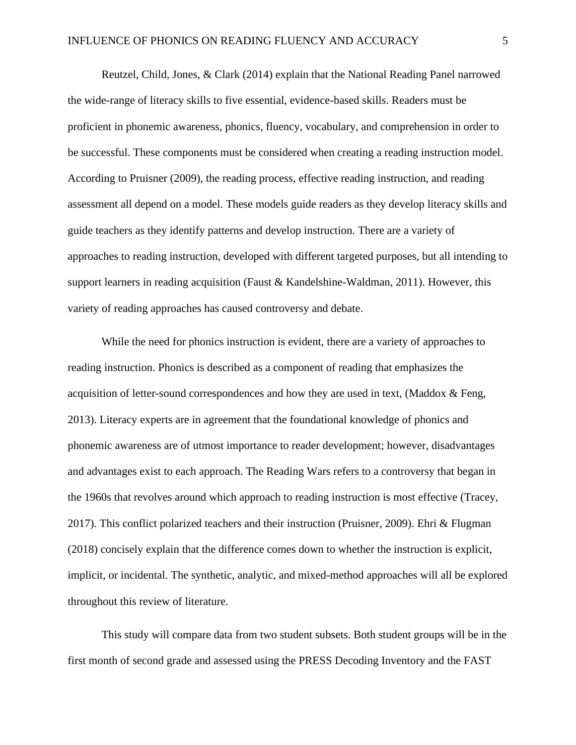Reutzel, Child, Jones, & Clark (2014) explain that the National Reading Panel narrowed the wide-range of literacy skills to five essential, evidence-based skills. Readers must be proficient in phonemic awareness, phonics, fluency, vocabulary, and comprehension in order to be successful. These components must be considered when creating a reading instruction model. According to Pruisner (2009), the reading process, effective reading instruction, and reading assessment all depend on a model. These models guide readers as they develop literacy skills and guide teachers as they identify patterns and develop instruction. There are a variety of approaches to reading instruction, developed with different targeted purposes, but all intending to support learners in reading acquisition (Faust & Kandelshine-Waldman, 2011). However, this variety of reading approaches has caused controversy and debate.

While the need for phonics instruction is evident, there are a variety of approaches to reading instruction. Phonics is described as a component of reading that emphasizes the acquisition of letter-sound correspondences and how they are used in text, (Maddox & Feng, 2013). Literacy experts are in agreement that the foundational knowledge of phonics and phonemic awareness are of utmost importance to reader development; however, disadvantages and advantages exist to each approach. The Reading Wars refers to a controversy that began in the 1960s that revolves around which approach to reading instruction is most effective (Tracey, 2017). This conflict polarized teachers and their instruction (Pruisner, 2009). Ehri & Flugman (2018) concisely explain that the difference comes down to whether the instruction is explicit, implicit, or incidental. The synthetic, analytic, and mixed-method approaches will all be explored throughout this review of literature.

This study will compare data from two student subsets. Both student groups will be in the first month of second grade and assessed using the PRESS Decoding Inventory and the FAST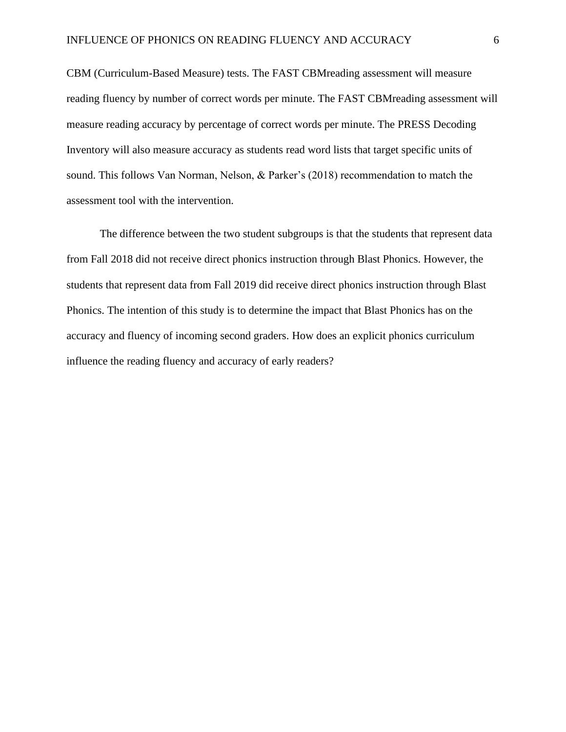CBM (Curriculum-Based Measure) tests. The FAST CBMreading assessment will measure reading fluency by number of correct words per minute. The FAST CBMreading assessment will measure reading accuracy by percentage of correct words per minute. The PRESS Decoding Inventory will also measure accuracy as students read word lists that target specific units of sound. This follows Van Norman, Nelson, & Parker's (2018) recommendation to match the assessment tool with the intervention.

The difference between the two student subgroups is that the students that represent data from Fall 2018 did not receive direct phonics instruction through Blast Phonics. However, the students that represent data from Fall 2019 did receive direct phonics instruction through Blast Phonics. The intention of this study is to determine the impact that Blast Phonics has on the accuracy and fluency of incoming second graders. How does an explicit phonics curriculum influence the reading fluency and accuracy of early readers?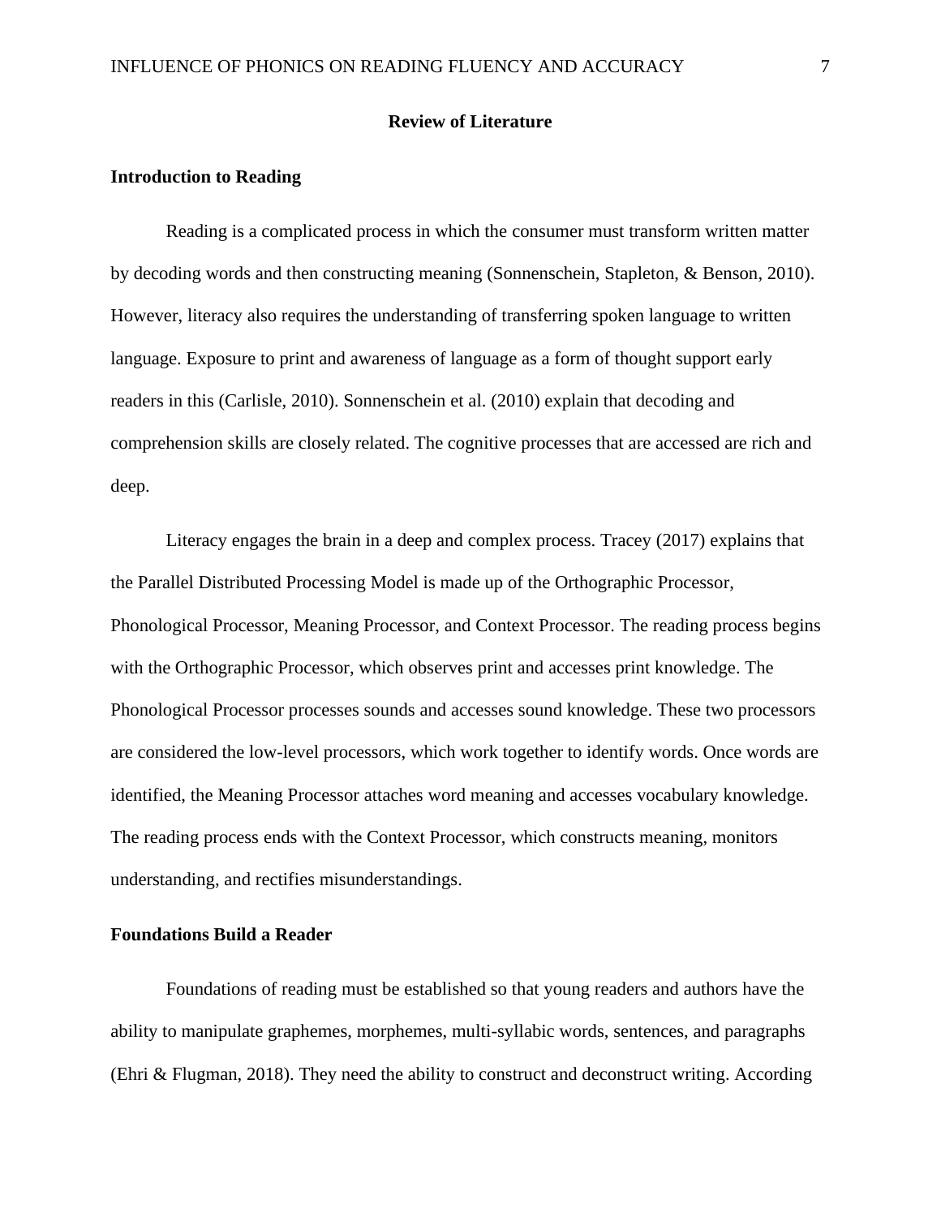## Review of Literature

### Introduction to Reading

Reading is a complicated process in which the consumer must transform written matter by decoding words and then constructing meaning (Sonnenschein, Stapleton, & Benson, 2010). However, literacy also requires the understanding of transferring spoken language to written language. Exposure to print and awareness of language as a form of thought support early readers in this (Carlisle, 2010). Sonnenschein et al. (2010) explain that decoding and comprehension skills are closely related. The cognitive processes that are accessed are rich and deep.

Literacy engages the brain in a deep and complex process. Tracey (2017) explains that the Parallel Distributed Processing Model is made up of the Orthographic Processor, Phonological Processor, Meaning Processor, and Context Processor. The reading process begins with the Orthographic Processor, which observes print and accesses print knowledge. The Phonological Processor processes sounds and accesses sound knowledge. These two processors are considered the low-level processors, which work together to identify words. Once words are identified, the Meaning Processor attaches word meaning and accesses vocabulary knowledge. The reading process ends with the Context Processor, which constructs meaning, monitors understanding, and rectifies misunderstandings.

### Foundations Build a Reader

Foundations of reading must be established so that young readers and authors have the ability to manipulate graphemes, morphemes, multi-syllabic words, sentences, and paragraphs (Ehri & Flugman, 2018). They need the ability to construct and deconstruct writing. According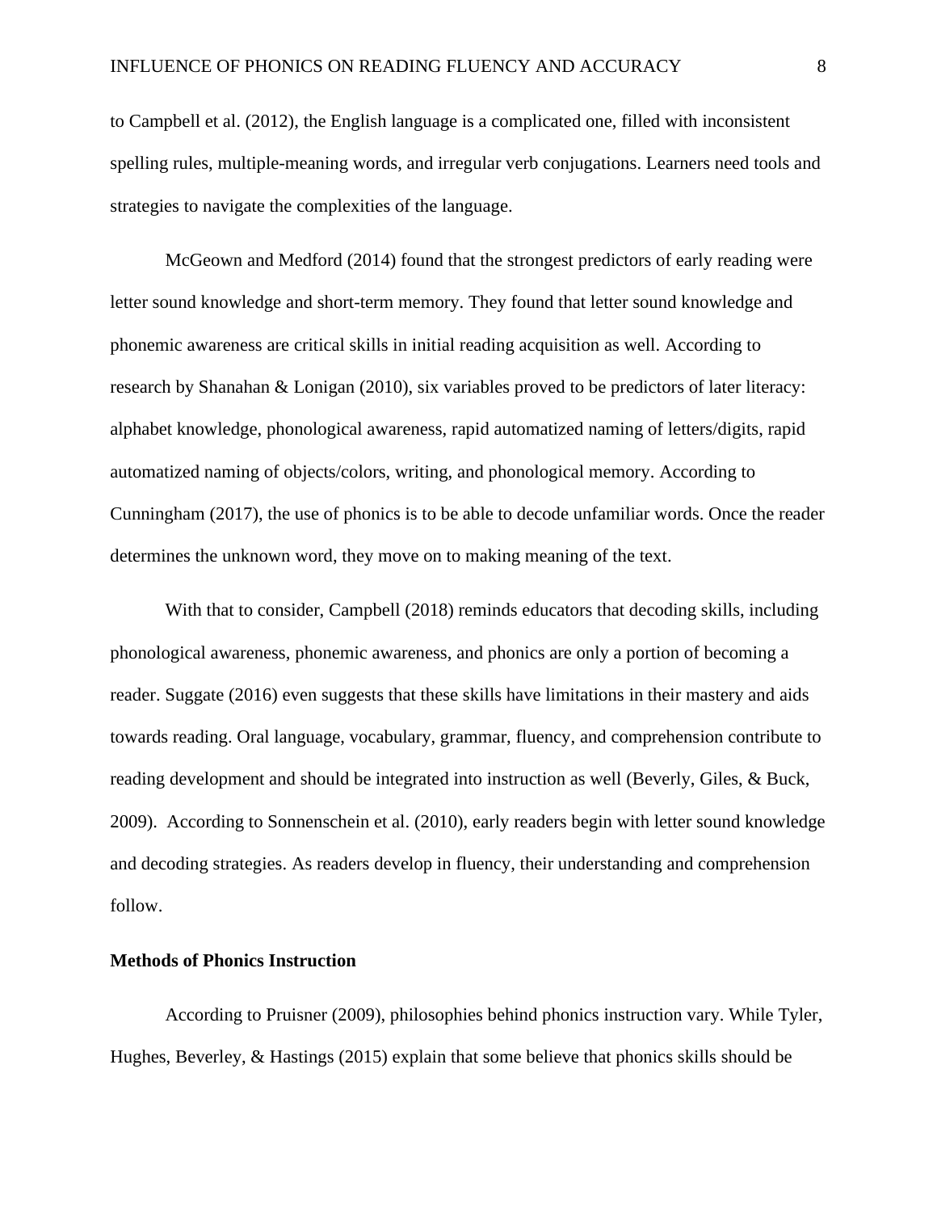to Campbell et al. (2012), the English language is a complicated one, filled with inconsistent spelling rules, multiple-meaning words, and irregular verb conjugations. Learners need tools and strategies to navigate the complexities of the language.

McGeown and Medford (2014) found that the strongest predictors of early reading were letter sound knowledge and short-term memory. They found that letter sound knowledge and phonemic awareness are critical skills in initial reading acquisition as well. According to research by Shanahan & Lonigan (2010), six variables proved to be predictors of later literacy: alphabet knowledge, phonological awareness, rapid automatized naming of letters/digits, rapid automatized naming of objects/colors, writing, and phonological memory. According to Cunningham (2017), the use of phonics is to be able to decode unfamiliar words. Once the reader determines the unknown word, they move on to making meaning of the text.

With that to consider, Campbell (2018) reminds educators that decoding skills, including phonological awareness, phonemic awareness, and phonics are only a portion of becoming a reader. Suggate (2016) even suggests that these skills have limitations in their mastery and aids towards reading. Oral language, vocabulary, grammar, fluency, and comprehension contribute to reading development and should be integrated into instruction as well (Beverly, Giles, & Buck, 2009). According to Sonnenschein et al. (2010), early readers begin with letter sound knowledge and decoding strategies. As readers develop in fluency, their understanding and comprehension follow.

**Methods of Phonics Instruction**

According to Pruisner (2009), philosophies behind phonics instruction vary. While Tyler, Hughes, Beverley, & Hastings (2015) explain that some believe that phonics skills should be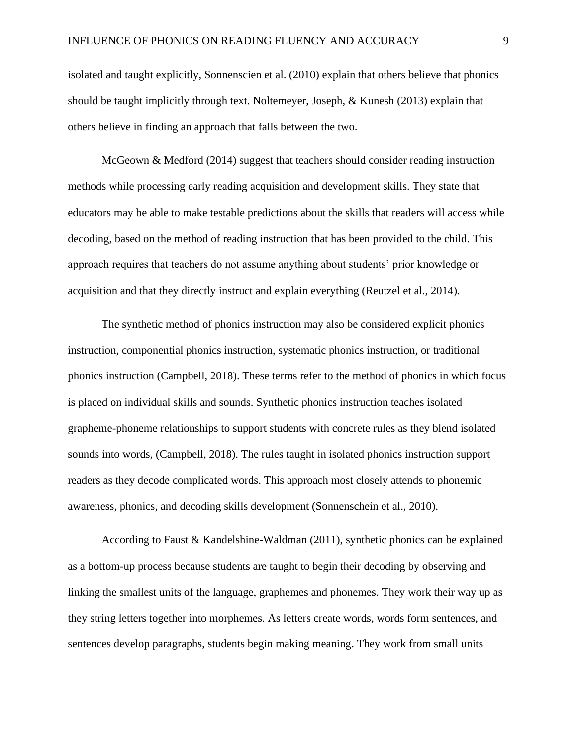isolated and taught explicitly, Sonnenscien et al. (2010) explain that others believe that phonics should be taught implicitly through text. Noltemeyer, Joseph, & Kunesh (2013) explain that others believe in finding an approach that falls between the two.

McGeown & Medford (2014) suggest that teachers should consider reading instruction methods while processing early reading acquisition and development skills. They state that educators may be able to make testable predictions about the skills that readers will access while decoding, based on the method of reading instruction that has been provided to the child. This approach requires that teachers do not assume anything about students' prior knowledge or acquisition and that they directly instruct and explain everything (Reutzel et al., 2014).

The synthetic method of phonics instruction may also be considered explicit phonics instruction, componential phonics instruction, systematic phonics instruction, or traditional phonics instruction (Campbell, 2018). These terms refer to the method of phonics in which focus is placed on individual skills and sounds. Synthetic phonics instruction teaches isolated grapheme-phoneme relationships to support students with concrete rules as they blend isolated sounds into words, (Campbell, 2018). The rules taught in isolated phonics instruction support readers as they decode complicated words. This approach most closely attends to phonemic awareness, phonics, and decoding skills development (Sonnenschein et al., 2010).

According to Faust & Kandelshine-Waldman (2011), synthetic phonics can be explained as a bottom-up process because students are taught to begin their decoding by observing and linking the smallest units of the language, graphemes and phonemes. They work their way up as they string letters together into morphemes. As letters create words, words form sentences, and sentences develop paragraphs, students begin making meaning. They work from small units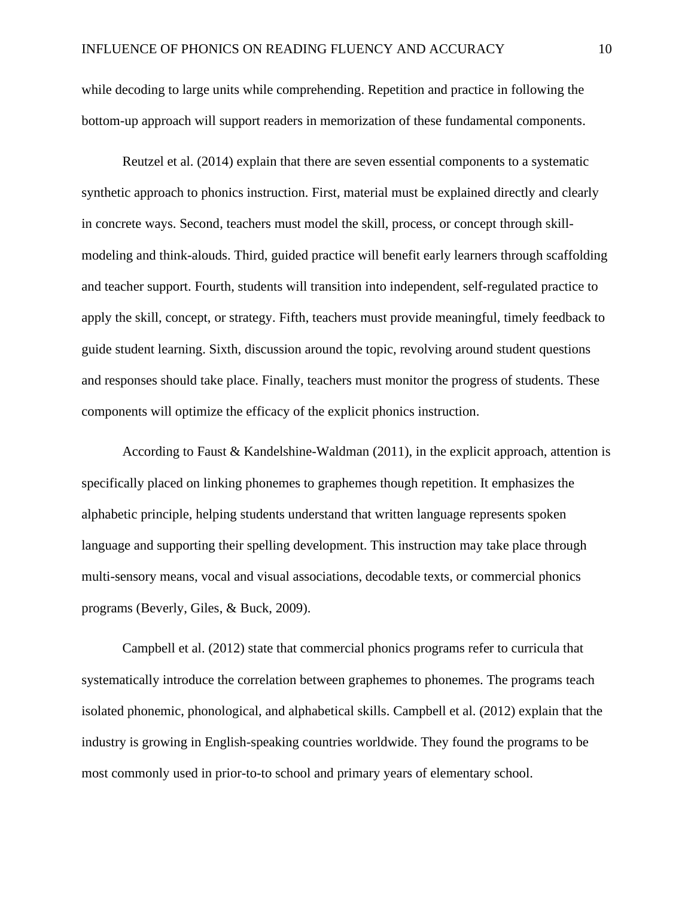while decoding to large units while comprehending. Repetition and practice in following the bottom-up approach will support readers in memorization of these fundamental components.

Reutzel et al. (2014) explain that there are seven essential components to a systematic synthetic approach to phonics instruction. First, material must be explained directly and clearly in concrete ways. Second, teachers must model the skill, process, or concept through skill-modeling and think-alouds. Third, guided practice will benefit early learners through scaffolding and teacher support. Fourth, students will transition into independent, self-regulated practice to apply the skill, concept, or strategy. Fifth, teachers must provide meaningful, timely feedback to guide student learning. Sixth, discussion around the topic, revolving around student questions and responses should take place. Finally, teachers must monitor the progress of students. These components will optimize the efficacy of the explicit phonics instruction.

According to Faust & Kandelshine-Waldman (2011), in the explicit approach, attention is specifically placed on linking phonemes to graphemes though repetition. It emphasizes the alphabetic principle, helping students understand that written language represents spoken language and supporting their spelling development. This instruction may take place through multi-sensory means, vocal and visual associations, decodable texts, or commercial phonics programs (Beverly, Giles, & Buck, 2009).

Campbell et al. (2012) state that commercial phonics programs refer to curricula that systematically introduce the correlation between graphemes to phonemes. The programs teach isolated phonemic, phonological, and alphabetical skills. Campbell et al. (2012) explain that the industry is growing in English-speaking countries worldwide. They found the programs to be most commonly used in prior-to-to school and primary years of elementary school.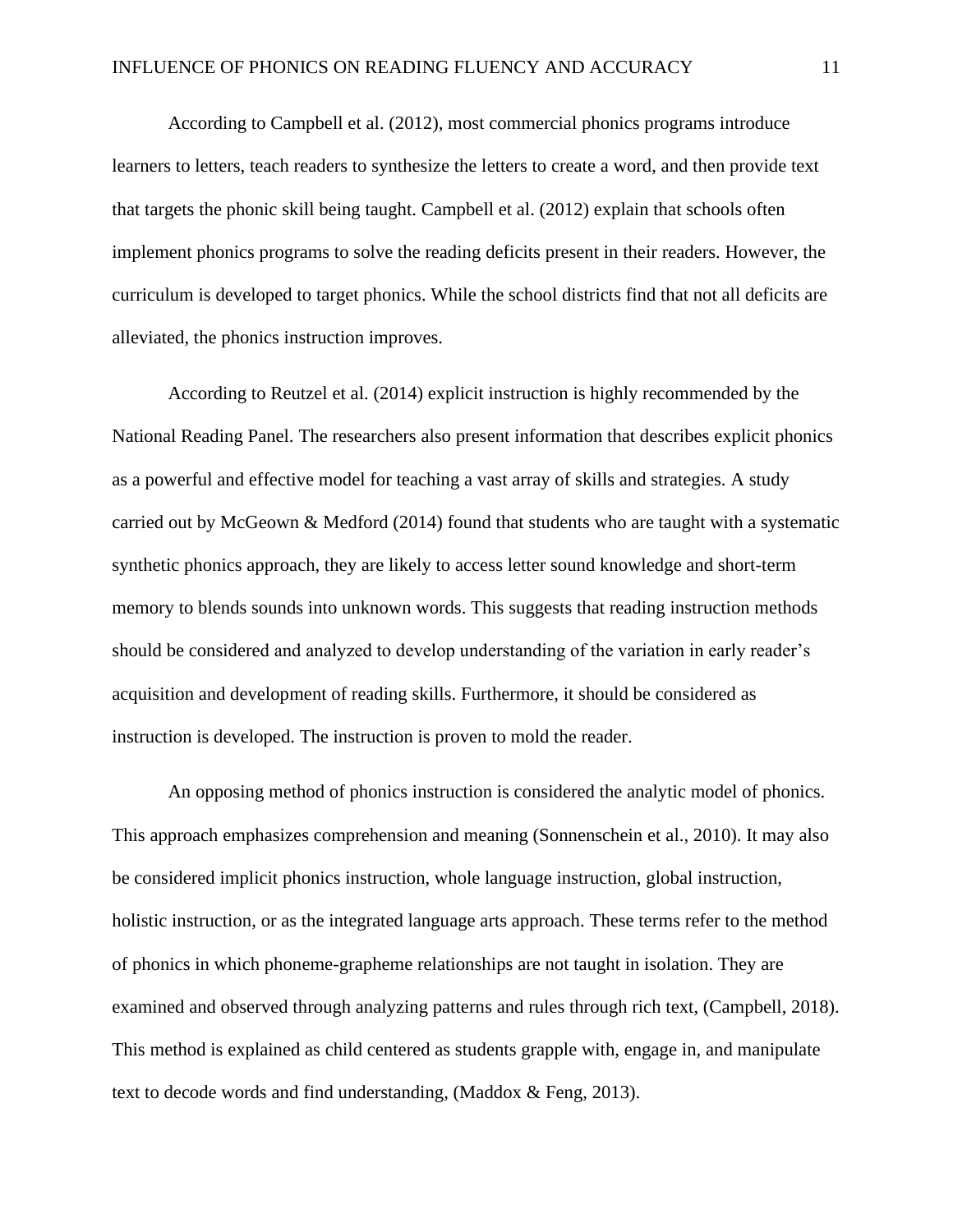According to Campbell et al. (2012), most commercial phonics programs introduce learners to letters, teach readers to synthesize the letters to create a word, and then provide text that targets the phonic skill being taught. Campbell et al. (2012) explain that schools often implement phonics programs to solve the reading deficits present in their readers. However, the curriculum is developed to target phonics. While the school districts find that not all deficits are alleviated, the phonics instruction improves.

According to Reutzel et al. (2014) explicit instruction is highly recommended by the National Reading Panel. The researchers also present information that describes explicit phonics as a powerful and effective model for teaching a vast array of skills and strategies. A study carried out by McGeown & Medford (2014) found that students who are taught with a systematic synthetic phonics approach, they are likely to access letter sound knowledge and short-term memory to blends sounds into unknown words. This suggests that reading instruction methods should be considered and analyzed to develop understanding of the variation in early reader's acquisition and development of reading skills. Furthermore, it should be considered as instruction is developed. The instruction is proven to mold the reader.

An opposing method of phonics instruction is considered the analytic model of phonics. This approach emphasizes comprehension and meaning (Sonnenschein et al., 2010). It may also be considered implicit phonics instruction, whole language instruction, global instruction, holistic instruction, or as the integrated language arts approach. These terms refer to the method of phonics in which phoneme-grapheme relationships are not taught in isolation. They are examined and observed through analyzing patterns and rules through rich text, (Campbell, 2018). This method is explained as child centered as students grapple with, engage in, and manipulate text to decode words and find understanding, (Maddox & Feng, 2013).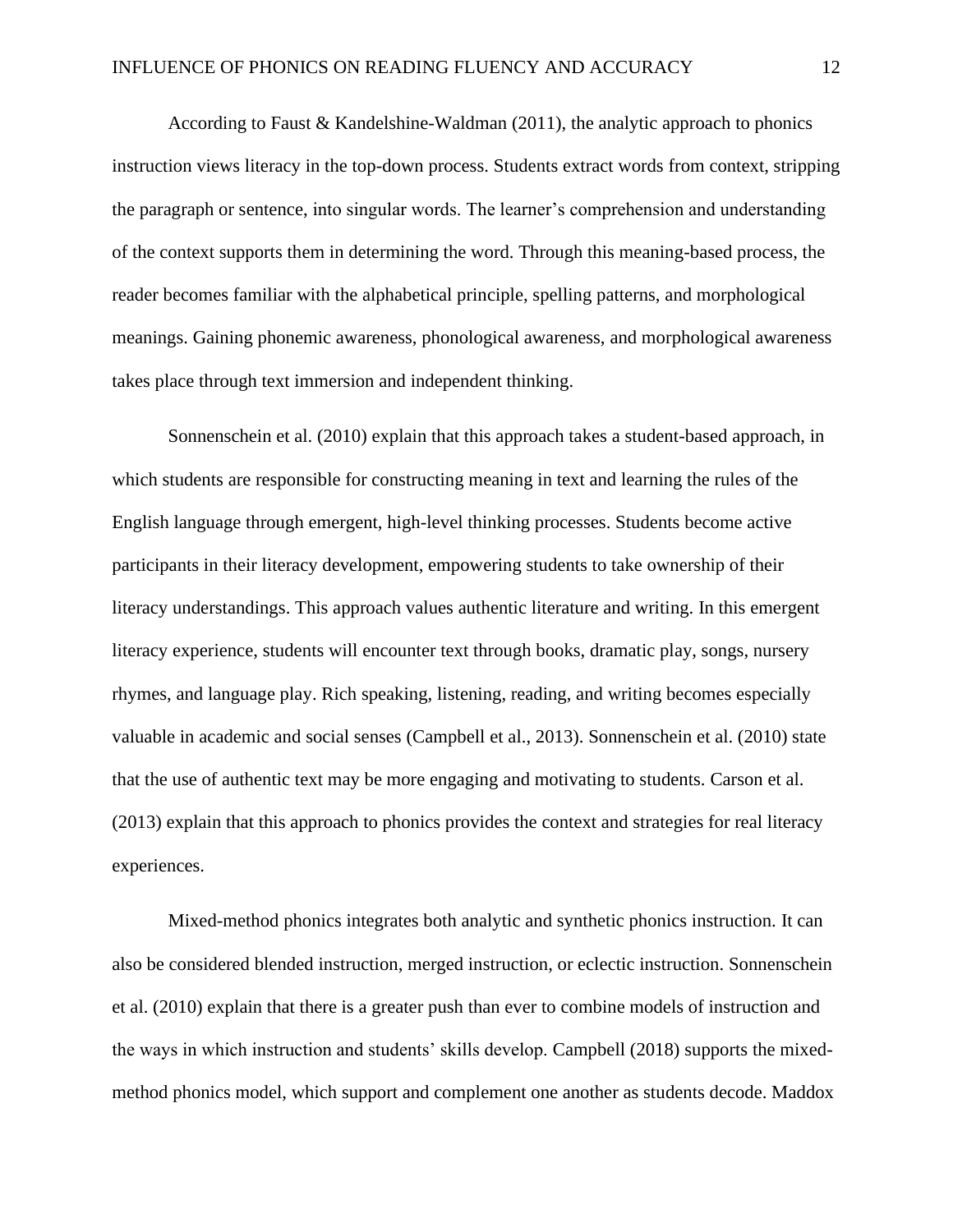According to Faust & Kandelshine-Waldman (2011), the analytic approach to phonics instruction views literacy in the top-down process. Students extract words from context, stripping the paragraph or sentence, into singular words. The learner's comprehension and understanding of the context supports them in determining the word. Through this meaning-based process, the reader becomes familiar with the alphabetical principle, spelling patterns, and morphological meanings. Gaining phonemic awareness, phonological awareness, and morphological awareness takes place through text immersion and independent thinking.

Sonnenschein et al. (2010) explain that this approach takes a student-based approach, in which students are responsible for constructing meaning in text and learning the rules of the English language through emergent, high-level thinking processes. Students become active participants in their literacy development, empowering students to take ownership of their literacy understandings. This approach values authentic literature and writing. In this emergent literacy experience, students will encounter text through books, dramatic play, songs, nursery rhymes, and language play. Rich speaking, listening, reading, and writing becomes especially valuable in academic and social senses (Campbell et al., 2013). Sonnenschein et al. (2010) state that the use of authentic text may be more engaging and motivating to students. Carson et al. (2013) explain that this approach to phonics provides the context and strategies for real literacy experiences.

Mixed-method phonics integrates both analytic and synthetic phonics instruction. It can also be considered blended instruction, merged instruction, or eclectic instruction. Sonnenschein et al. (2010) explain that there is a greater push than ever to combine models of instruction and the ways in which instruction and students' skills develop. Campbell (2018) supports the mixed-method phonics model, which support and complement one another as students decode. Maddox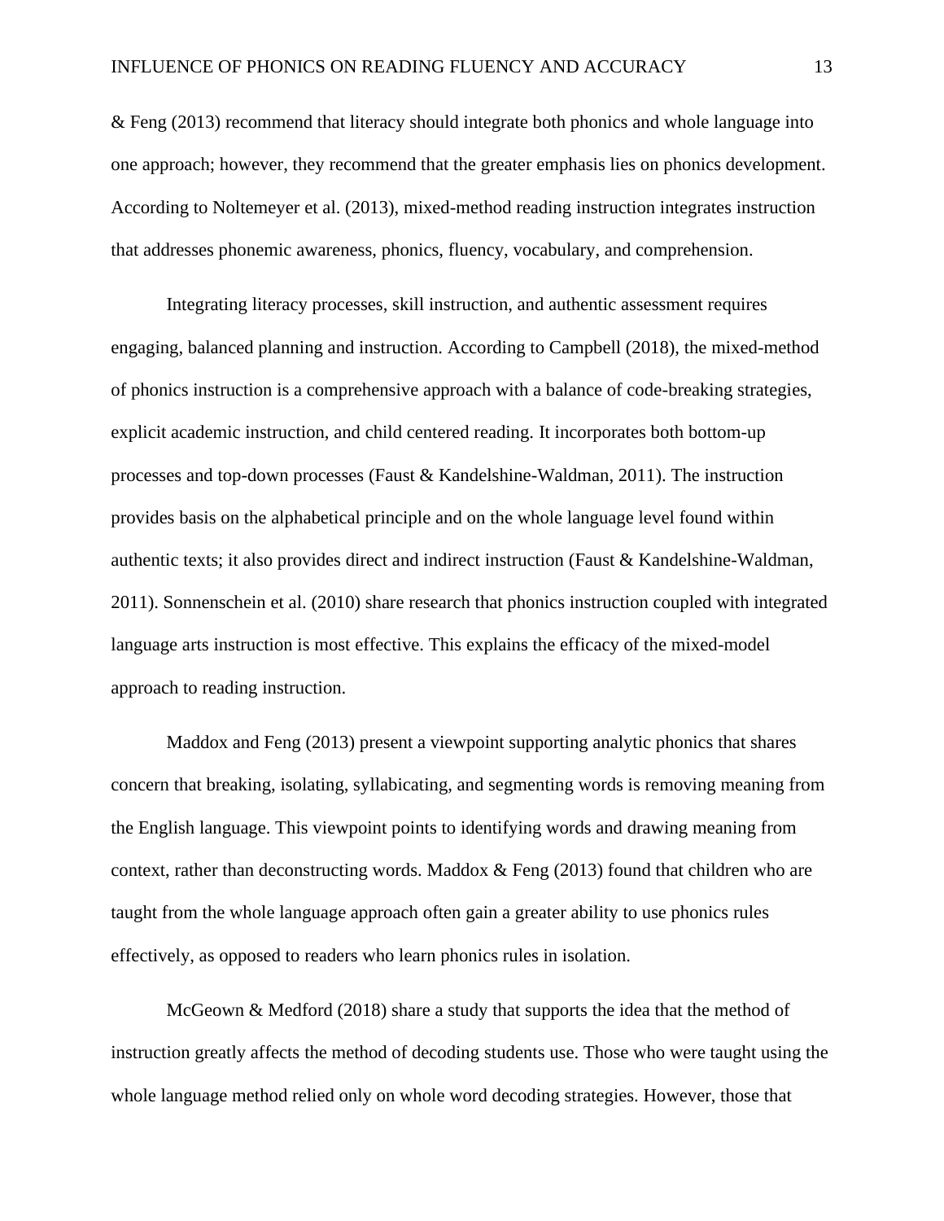& Feng (2013) recommend that literacy should integrate both phonics and whole language into one approach; however, they recommend that the greater emphasis lies on phonics development. According to Noltemeyer et al. (2013), mixed-method reading instruction integrates instruction that addresses phonemic awareness, phonics, fluency, vocabulary, and comprehension.

Integrating literacy processes, skill instruction, and authentic assessment requires engaging, balanced planning and instruction. According to Campbell (2018), the mixed-method of phonics instruction is a comprehensive approach with a balance of code-breaking strategies, explicit academic instruction, and child centered reading. It incorporates both bottom-up processes and top-down processes (Faust & Kandelshine-Waldman, 2011). The instruction provides basis on the alphabetical principle and on the whole language level found within authentic texts; it also provides direct and indirect instruction (Faust & Kandelshine-Waldman, 2011). Sonnenschein et al. (2010) share research that phonics instruction coupled with integrated language arts instruction is most effective. This explains the efficacy of the mixed-model approach to reading instruction.

Maddox and Feng (2013) present a viewpoint supporting analytic phonics that shares concern that breaking, isolating, syllabicating, and segmenting words is removing meaning from the English language. This viewpoint points to identifying words and drawing meaning from context, rather than deconstructing words. Maddox & Feng (2013) found that children who are taught from the whole language approach often gain a greater ability to use phonics rules effectively, as opposed to readers who learn phonics rules in isolation.

McGeown & Medford (2018) share a study that supports the idea that the method of instruction greatly affects the method of decoding students use. Those who were taught using the whole language method relied only on whole word decoding strategies. However, those that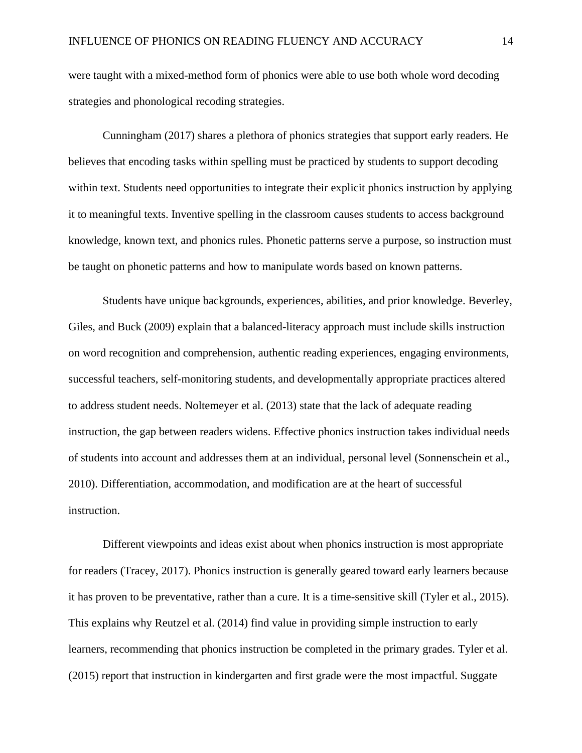were taught with a mixed-method form of phonics were able to use both whole word decoding strategies and phonological recoding strategies.

Cunningham (2017) shares a plethora of phonics strategies that support early readers. He believes that encoding tasks within spelling must be practiced by students to support decoding within text. Students need opportunities to integrate their explicit phonics instruction by applying it to meaningful texts. Inventive spelling in the classroom causes students to access background knowledge, known text, and phonics rules. Phonetic patterns serve a purpose, so instruction must be taught on phonetic patterns and how to manipulate words based on known patterns.

Students have unique backgrounds, experiences, abilities, and prior knowledge. Beverley, Giles, and Buck (2009) explain that a balanced-literacy approach must include skills instruction on word recognition and comprehension, authentic reading experiences, engaging environments, successful teachers, self-monitoring students, and developmentally appropriate practices altered to address student needs. Noltemeyer et al. (2013) state that the lack of adequate reading instruction, the gap between readers widens. Effective phonics instruction takes individual needs of students into account and addresses them at an individual, personal level (Sonnenschein et al., 2010). Differentiation, accommodation, and modification are at the heart of successful instruction.

Different viewpoints and ideas exist about when phonics instruction is most appropriate for readers (Tracey, 2017). Phonics instruction is generally geared toward early learners because it has proven to be preventative, rather than a cure. It is a time-sensitive skill (Tyler et al., 2015). This explains why Reutzel et al. (2014) find value in providing simple instruction to early learners, recommending that phonics instruction be completed in the primary grades. Tyler et al. (2015) report that instruction in kindergarten and first grade were the most impactful. Suggate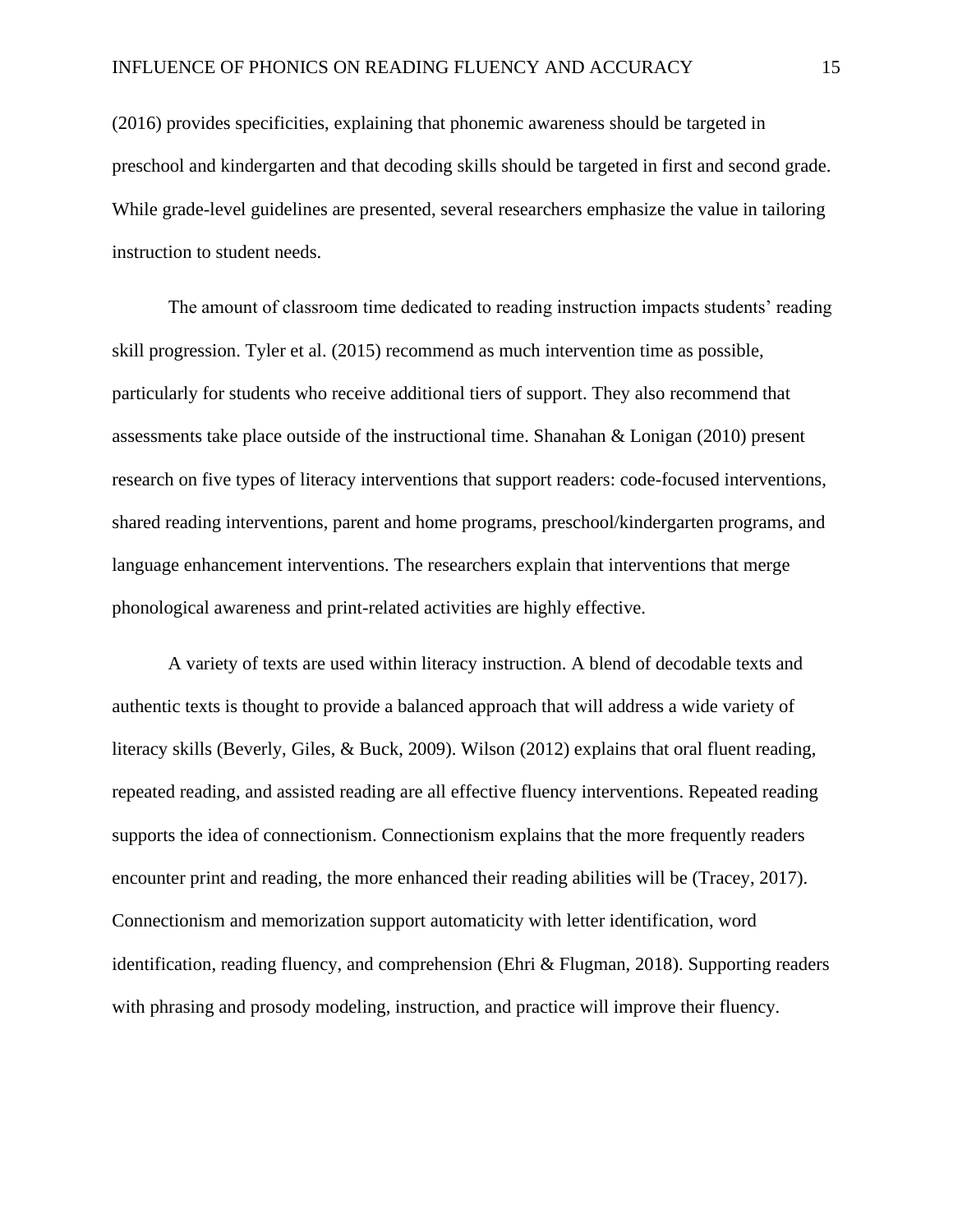(2016) provides specificities, explaining that phonemic awareness should be targeted in preschool and kindergarten and that decoding skills should be targeted in first and second grade. While grade-level guidelines are presented, several researchers emphasize the value in tailoring instruction to student needs.

The amount of classroom time dedicated to reading instruction impacts students' reading skill progression. Tyler et al. (2015) recommend as much intervention time as possible, particularly for students who receive additional tiers of support. They also recommend that assessments take place outside of the instructional time. Shanahan & Lonigan (2010) present research on five types of literacy interventions that support readers: code-focused interventions, shared reading interventions, parent and home programs, preschool/kindergarten programs, and language enhancement interventions. The researchers explain that interventions that merge phonological awareness and print-related activities are highly effective.

A variety of texts are used within literacy instruction. A blend of decodable texts and authentic texts is thought to provide a balanced approach that will address a wide variety of literacy skills (Beverly, Giles, & Buck, 2009). Wilson (2012) explains that oral fluent reading, repeated reading, and assisted reading are all effective fluency interventions. Repeated reading supports the idea of connectionism. Connectionism explains that the more frequently readers encounter print and reading, the more enhanced their reading abilities will be (Tracey, 2017). Connectionism and memorization support automaticity with letter identification, word identification, reading fluency, and comprehension (Ehri & Flugman, 2018). Supporting readers with phrasing and prosody modeling, instruction, and practice will improve their fluency.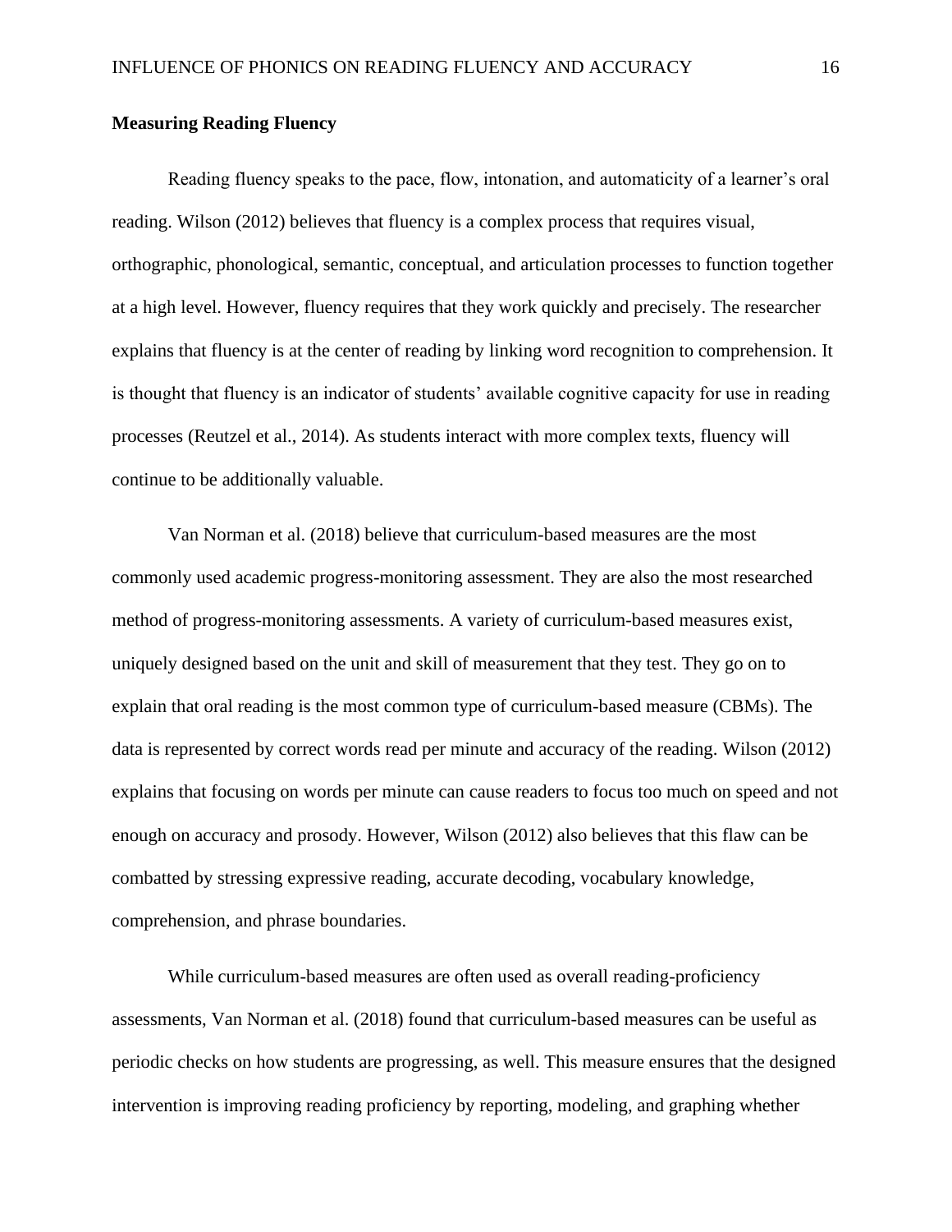**Measuring Reading Fluency**

Reading fluency speaks to the pace, flow, intonation, and automaticity of a learner's oral reading. Wilson (2012) believes that fluency is a complex process that requires visual, orthographic, phonological, semantic, conceptual, and articulation processes to function together at a high level. However, fluency requires that they work quickly and precisely. The researcher explains that fluency is at the center of reading by linking word recognition to comprehension. It is thought that fluency is an indicator of students' available cognitive capacity for use in reading processes (Reutzel et al., 2014). As students interact with more complex texts, fluency will continue to be additionally valuable.

Van Norman et al. (2018) believe that curriculum-based measures are the most commonly used academic progress-monitoring assessment. They are also the most researched method of progress-monitoring assessments. A variety of curriculum-based measures exist, uniquely designed based on the unit and skill of measurement that they test. They go on to explain that oral reading is the most common type of curriculum-based measure (CBMs). The data is represented by correct words read per minute and accuracy of the reading. Wilson (2012) explains that focusing on words per minute can cause readers to focus too much on speed and not enough on accuracy and prosody. However, Wilson (2012) also believes that this flaw can be combatted by stressing expressive reading, accurate decoding, vocabulary knowledge, comprehension, and phrase boundaries.

While curriculum-based measures are often used as overall reading-proficiency assessments, Van Norman et al. (2018) found that curriculum-based measures can be useful as periodic checks on how students are progressing, as well. This measure ensures that the designed intervention is improving reading proficiency by reporting, modeling, and graphing whether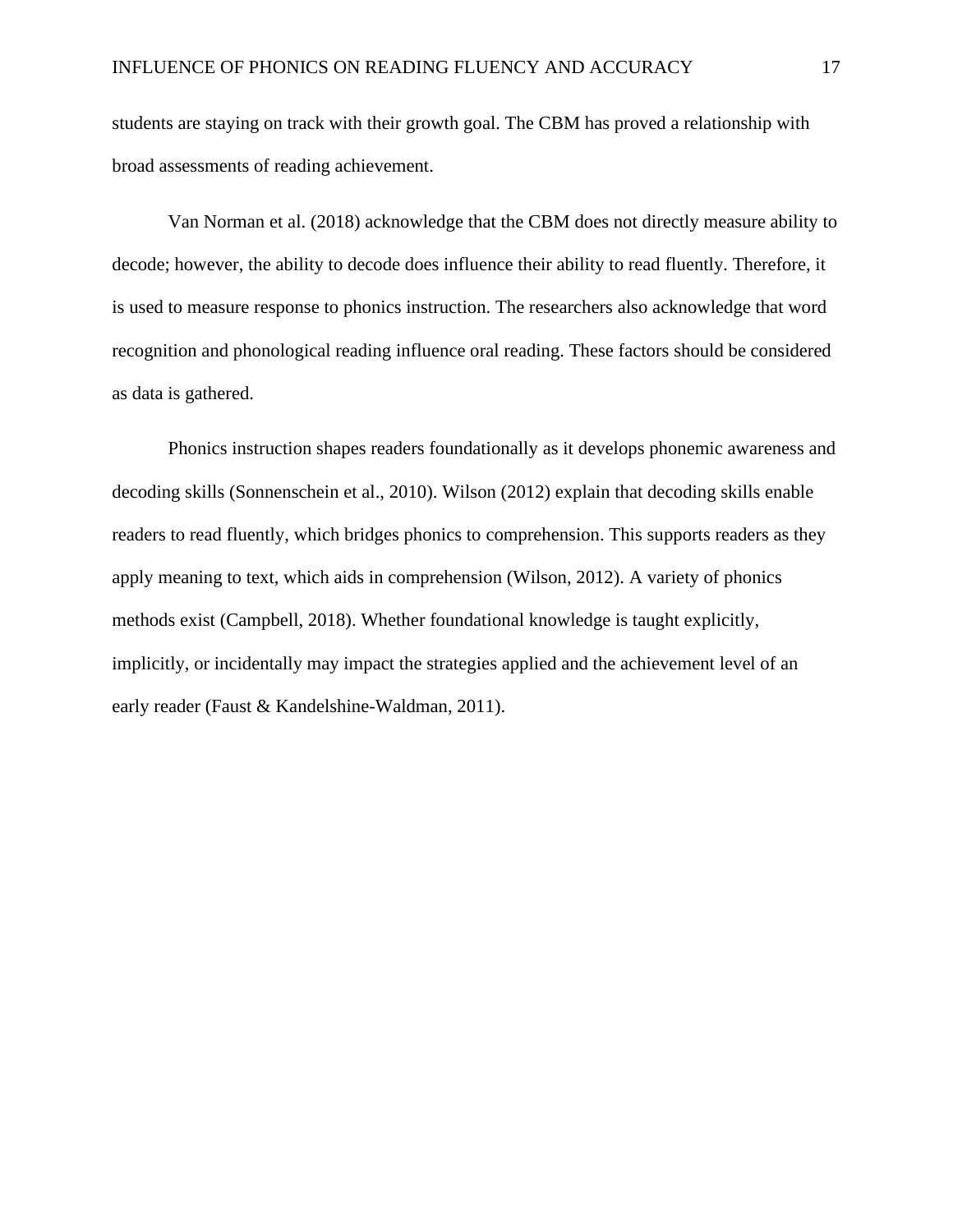students are staying on track with their growth goal. The CBM has proved a relationship with broad assessments of reading achievement.

Van Norman et al. (2018) acknowledge that the CBM does not directly measure ability to decode; however, the ability to decode does influence their ability to read fluently. Therefore, it is used to measure response to phonics instruction. The researchers also acknowledge that word recognition and phonological reading influence oral reading. These factors should be considered as data is gathered.

Phonics instruction shapes readers foundationally as it develops phonemic awareness and decoding skills (Sonnenschein et al., 2010). Wilson (2012) explain that decoding skills enable readers to read fluently, which bridges phonics to comprehension. This supports readers as they apply meaning to text, which aids in comprehension (Wilson, 2012). A variety of phonics methods exist (Campbell, 2018). Whether foundational knowledge is taught explicitly, implicitly, or incidentally may impact the strategies applied and the achievement level of an early reader (Faust & Kandelshine-Waldman, 2011).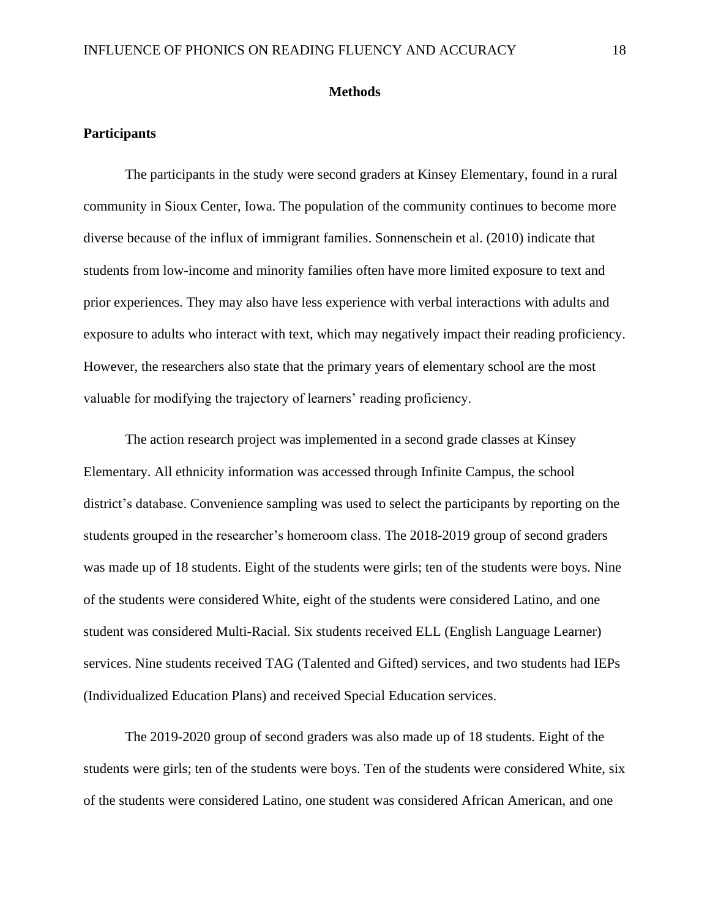## Methods

### Participants

The participants in the study were second graders at Kinsey Elementary, found in a rural community in Sioux Center, Iowa. The population of the community continues to become more diverse because of the influx of immigrant families. Sonnenschein et al. (2010) indicate that students from low-income and minority families often have more limited exposure to text and prior experiences. They may also have less experience with verbal interactions with adults and exposure to adults who interact with text, which may negatively impact their reading proficiency. However, the researchers also state that the primary years of elementary school are the most valuable for modifying the trajectory of learners' reading proficiency.

The action research project was implemented in a second grade classes at Kinsey Elementary. All ethnicity information was accessed through Infinite Campus, the school district's database. Convenience sampling was used to select the participants by reporting on the students grouped in the researcher's homeroom class. The 2018-2019 group of second graders was made up of 18 students. Eight of the students were girls; ten of the students were boys. Nine of the students were considered White, eight of the students were considered Latino, and one student was considered Multi-Racial. Six students received ELL (English Language Learner) services. Nine students received TAG (Talented and Gifted) services, and two students had IEPs (Individualized Education Plans) and received Special Education services.

The 2019-2020 group of second graders was also made up of 18 students. Eight of the students were girls; ten of the students were boys. Ten of the students were considered White, six of the students were considered Latino, one student was considered African American, and one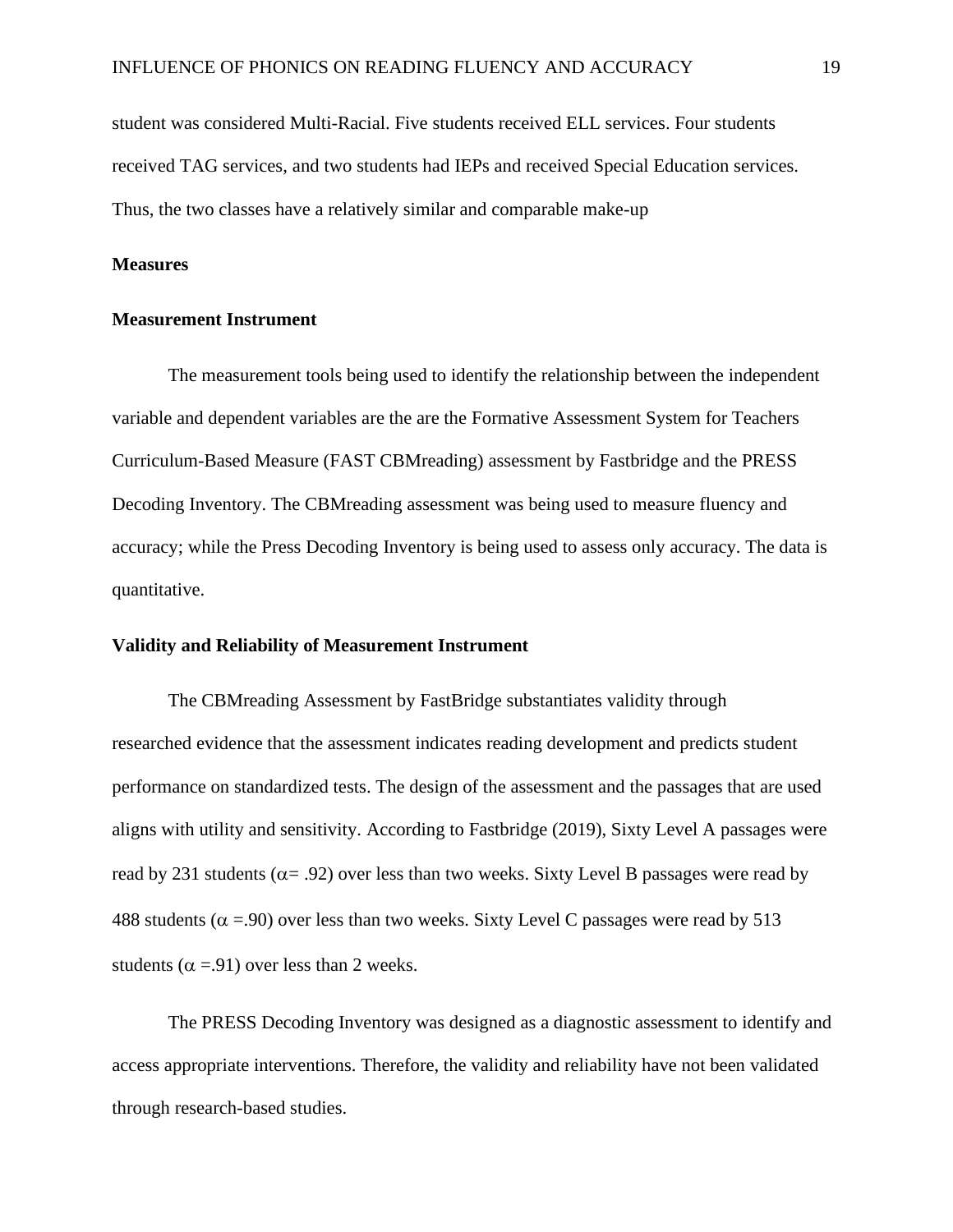student was considered Multi-Racial. Five students received ELL services. Four students received TAG services, and two students had IEPs and received Special Education services. Thus, the two classes have a relatively similar and comparable make-up

**Measures**

**Measurement Instrument**

The measurement tools being used to identify the relationship between the independent variable and dependent variables are the are the Formative Assessment System for Teachers Curriculum-Based Measure (FAST CBMreading) assessment by Fastbridge and the PRESS Decoding Inventory. The CBMreading assessment was being used to measure fluency and accuracy; while the Press Decoding Inventory is being used to assess only accuracy. The data is quantitative.

**Validity and Reliability of Measurement Instrument**

The CBMreading Assessment by FastBridge substantiates validity through researched evidence that the assessment indicates reading development and predicts student performance on standardized tests. The design of the assessment and the passages that are used aligns with utility and sensitivity. According to Fastbridge (2019), Sixty Level A passages were read by 231 students ($\alpha$= .92) over less than two weeks. Sixty Level B passages were read by 488 students ($\alpha$ =.90) over less than two weeks. Sixty Level C passages were read by 513 students ($\alpha$ =.91) over less than 2 weeks.

The PRESS Decoding Inventory was designed as a diagnostic assessment to identify and access appropriate interventions. Therefore, the validity and reliability have not been validated through research-based studies.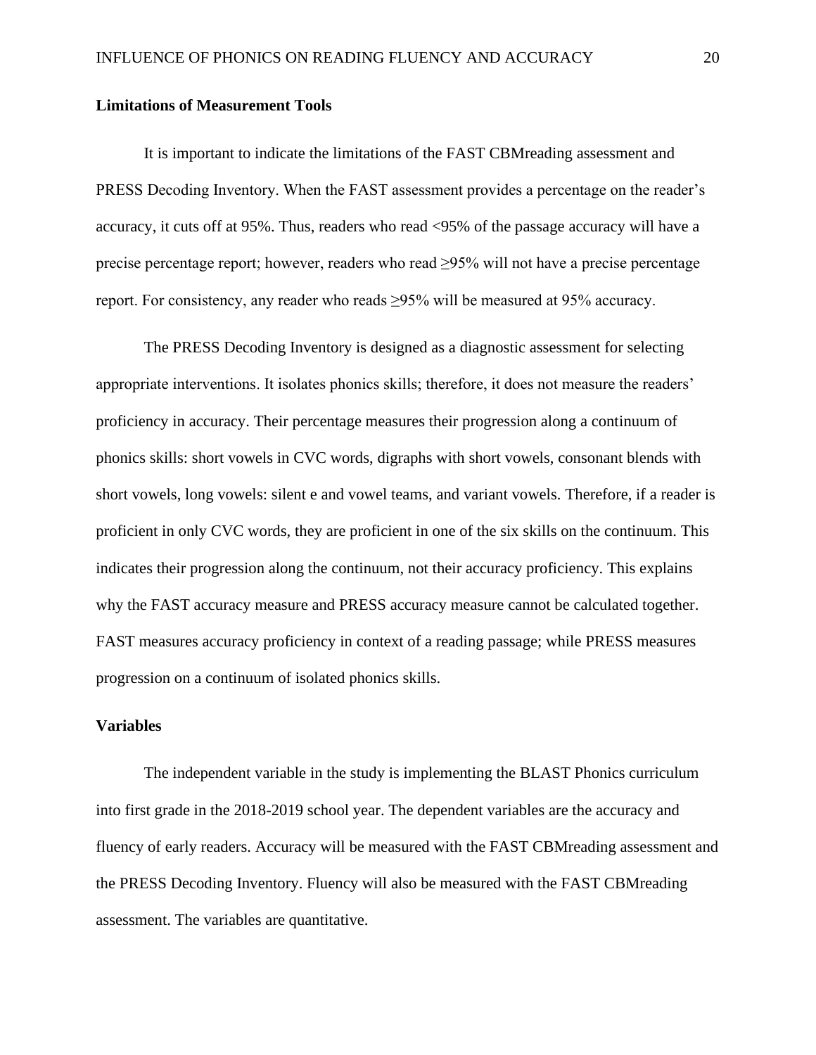**Limitations of Measurement Tools**

It is important to indicate the limitations of the FAST CBMreading assessment and PRESS Decoding Inventory. When the FAST assessment provides a percentage on the reader's accuracy, it cuts off at 95%. Thus, readers who read <95% of the passage accuracy will have a precise percentage report; however, readers who read ≥95% will not have a precise percentage report. For consistency, any reader who reads ≥95% will be measured at 95% accuracy.

The PRESS Decoding Inventory is designed as a diagnostic assessment for selecting appropriate interventions. It isolates phonics skills; therefore, it does not measure the readers' proficiency in accuracy. Their percentage measures their progression along a continuum of phonics skills: short vowels in CVC words, digraphs with short vowels, consonant blends with short vowels, long vowels: silent e and vowel teams, and variant vowels. Therefore, if a reader is proficient in only CVC words, they are proficient in one of the six skills on the continuum. This indicates their progression along the continuum, not their accuracy proficiency. This explains why the FAST accuracy measure and PRESS accuracy measure cannot be calculated together. FAST measures accuracy proficiency in context of a reading passage; while PRESS measures progression on a continuum of isolated phonics skills.

**Variables**

The independent variable in the study is implementing the BLAST Phonics curriculum into first grade in the 2018-2019 school year. The dependent variables are the accuracy and fluency of early readers. Accuracy will be measured with the FAST CBMreading assessment and the PRESS Decoding Inventory. Fluency will also be measured with the FAST CBMreading assessment. The variables are quantitative.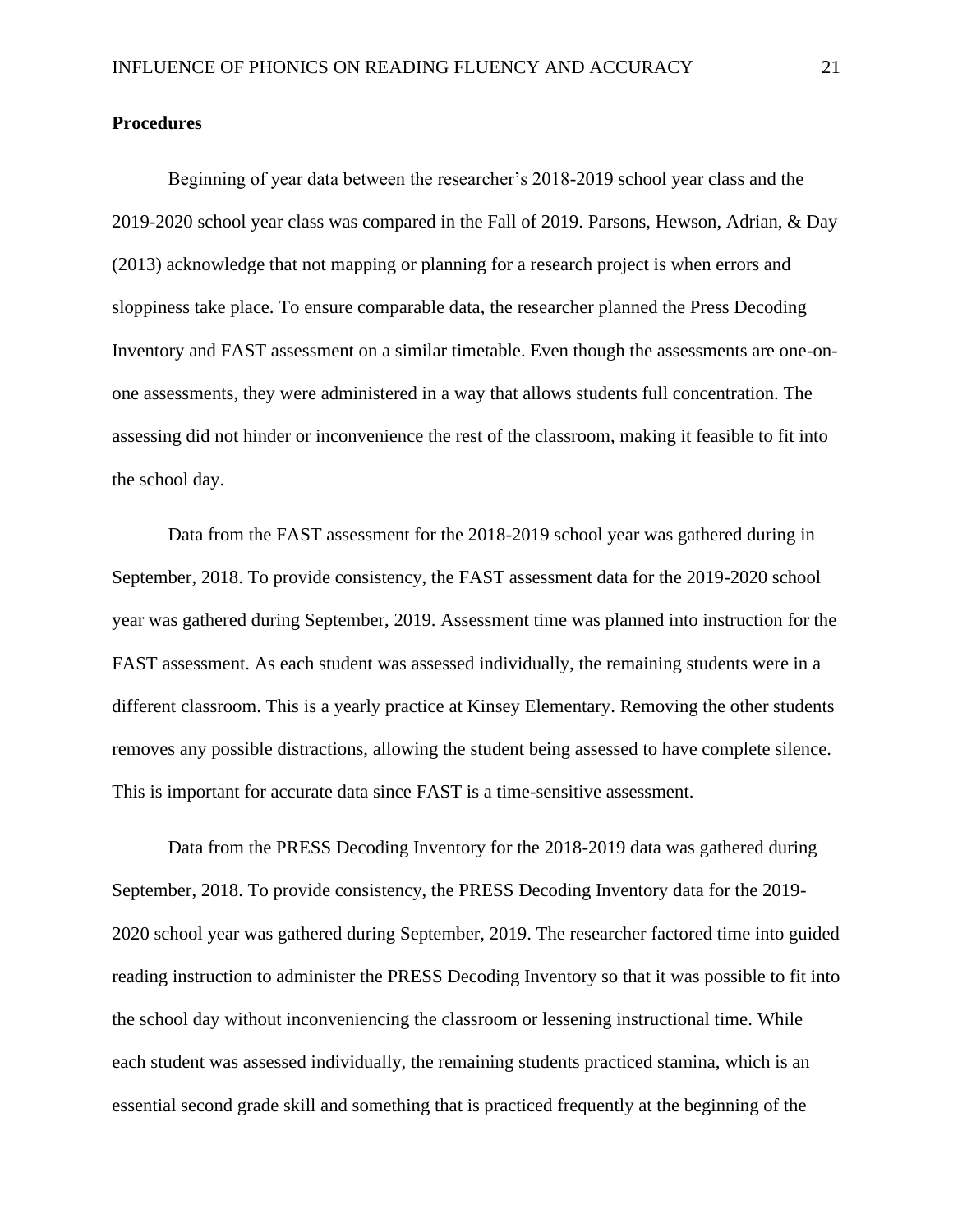**Procedures**

Beginning of year data between the researcher's 2018-2019 school year class and the 2019-2020 school year class was compared in the Fall of 2019. Parsons, Hewson, Adrian, & Day (2013) acknowledge that not mapping or planning for a research project is when errors and sloppiness take place. To ensure comparable data, the researcher planned the Press Decoding Inventory and FAST assessment on a similar timetable. Even though the assessments are one-on-one assessments, they were administered in a way that allows students full concentration. The assessing did not hinder or inconvenience the rest of the classroom, making it feasible to fit into the school day.

Data from the FAST assessment for the 2018-2019 school year was gathered during in September, 2018. To provide consistency, the FAST assessment data for the 2019-2020 school year was gathered during September, 2019. Assessment time was planned into instruction for the FAST assessment. As each student was assessed individually, the remaining students were in a different classroom. This is a yearly practice at Kinsey Elementary. Removing the other students removes any possible distractions, allowing the student being assessed to have complete silence. This is important for accurate data since FAST is a time-sensitive assessment.

Data from the PRESS Decoding Inventory for the 2018-2019 data was gathered during September, 2018. To provide consistency, the PRESS Decoding Inventory data for the 2019-2020 school year was gathered during September, 2019. The researcher factored time into guided reading instruction to administer the PRESS Decoding Inventory so that it was possible to fit into the school day without inconveniencing the classroom or lessening instructional time. While each student was assessed individually, the remaining students practiced stamina, which is an essential second grade skill and something that is practiced frequently at the beginning of the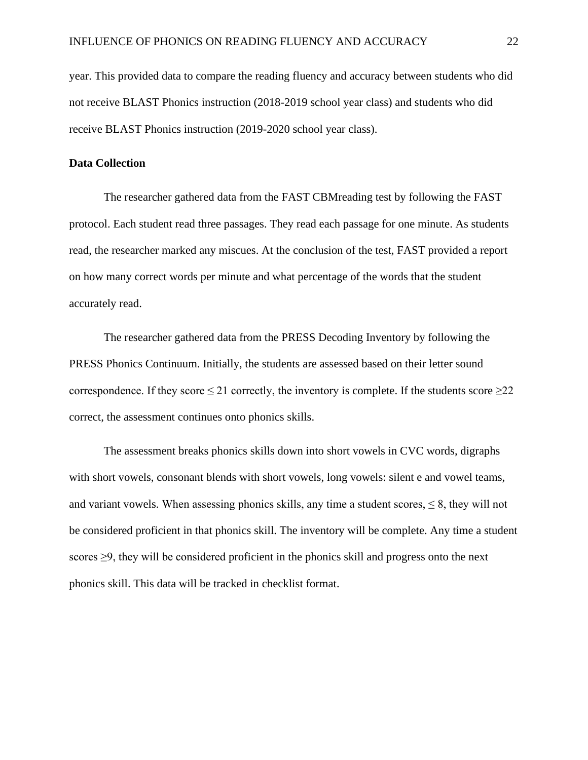year. This provided data to compare the reading fluency and accuracy between students who did not receive BLAST Phonics instruction (2018-2019 school year class) and students who did receive BLAST Phonics instruction (2019-2020 school year class).

**Data Collection**

The researcher gathered data from the FAST CBMreading test by following the FAST protocol. Each student read three passages. They read each passage for one minute. As students read, the researcher marked any miscues. At the conclusion of the test, FAST provided a report on how many correct words per minute and what percentage of the words that the student accurately read.

The researcher gathered data from the PRESS Decoding Inventory by following the PRESS Phonics Continuum. Initially, the students are assessed based on their letter sound correspondence. If they score $\leq 21$ correctly, the inventory is complete. If the students score $\geq 22$ correct, the assessment continues onto phonics skills.

The assessment breaks phonics skills down into short vowels in CVC words, digraphs with short vowels, consonant blends with short vowels, long vowels: silent e and vowel teams, and variant vowels. When assessing phonics skills, any time a student scores, $\leq 8$, they will not be considered proficient in that phonics skill. The inventory will be complete. Any time a student scores $\geq 9$, they will be considered proficient in the phonics skill and progress onto the next phonics skill. This data will be tracked in checklist format.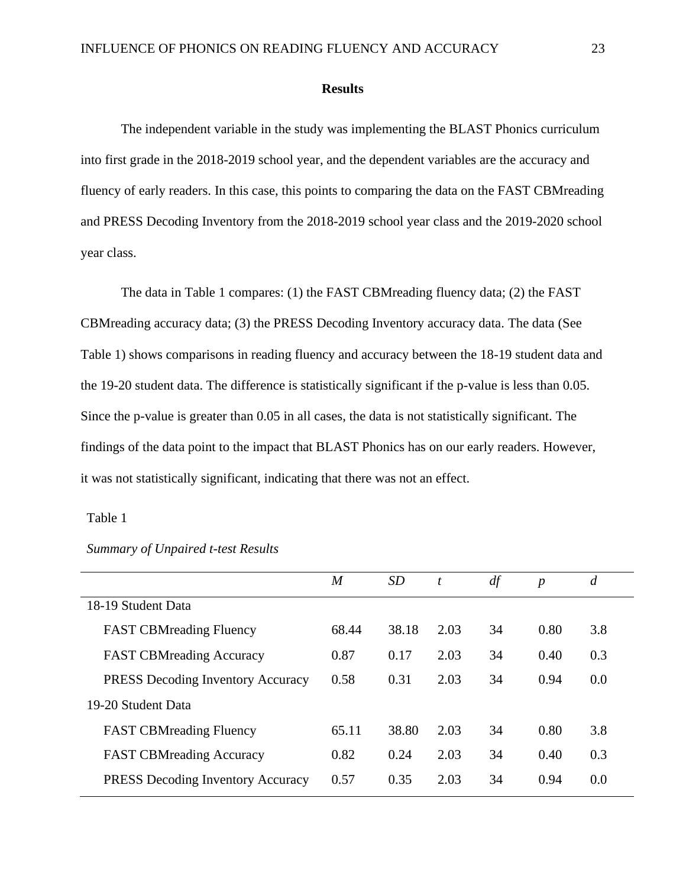## Results

The independent variable in the study was implementing the BLAST Phonics curriculum into first grade in the 2018-2019 school year, and the dependent variables are the accuracy and fluency of early readers. In this case, this points to comparing the data on the FAST CBMreading and PRESS Decoding Inventory from the 2018-2019 school year class and the 2019-2020 school year class.

The data in Table 1 compares: (1) the FAST CBMreading fluency data; (2) the FAST CBMreading accuracy data; (3) the PRESS Decoding Inventory accuracy data. The data (See Table 1) shows comparisons in reading fluency and accuracy between the 18-19 student data and the 19-20 student data. The difference is statistically significant if the p-value is less than 0.05. Since the p-value is greater than 0.05 in all cases, the data is not statistically significant. The findings of the data point to the impact that BLAST Phonics has on our early readers. However, it was not statistically significant, indicating that there was not an effect.

Table 1

*Summary of Unpaired t-test Results*

| | *M* | *SD* | *t* | *df* | *p* | *d* |
|---|---|---|---|---|---|---|
| 18-19 Student Data | | | | | | |
| FAST CBMreading Fluency | 68.44 | 38.18 | 2.03 | 34 | 0.80 | 3.8 |
| FAST CBMreading Accuracy | 0.87 | 0.17 | 2.03 | 34 | 0.40 | 0.3 |
| PRESS Decoding Inventory Accuracy | 0.58 | 0.31 | 2.03 | 34 | 0.94 | 0.0 |
| 19-20 Student Data | | | | | | |
| FAST CBMreading Fluency | 65.11 | 38.80 | 2.03 | 34 | 0.80 | 3.8 |
| FAST CBMreading Accuracy | 0.82 | 0.24 | 2.03 | 34 | 0.40 | 0.3 |
| PRESS Decoding Inventory Accuracy | 0.57 | 0.35 | 2.03 | 34 | 0.94 | 0.0 |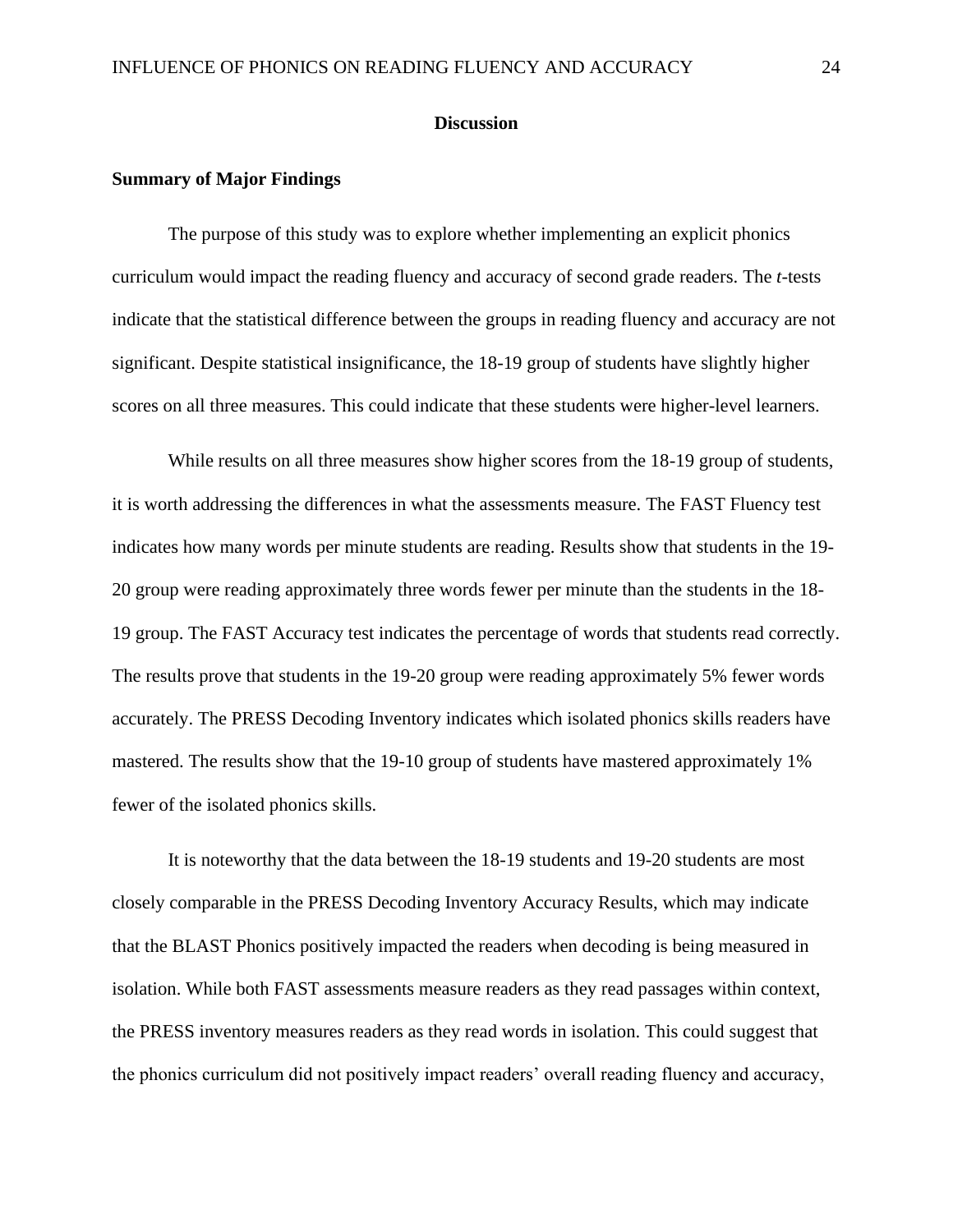# Discussion

## Summary of Major Findings

The purpose of this study was to explore whether implementing an explicit phonics curriculum would impact the reading fluency and accuracy of second grade readers. The *t*-tests indicate that the statistical difference between the groups in reading fluency and accuracy are not significant. Despite statistical insignificance, the 18-19 group of students have slightly higher scores on all three measures. This could indicate that these students were higher-level learners.

While results on all three measures show higher scores from the 18-19 group of students, it is worth addressing the differences in what the assessments measure. The FAST Fluency test indicates how many words per minute students are reading. Results show that students in the 19-20 group were reading approximately three words fewer per minute than the students in the 18-19 group. The FAST Accuracy test indicates the percentage of words that students read correctly. The results prove that students in the 19-20 group were reading approximately 5% fewer words accurately. The PRESS Decoding Inventory indicates which isolated phonics skills readers have mastered. The results show that the 19-10 group of students have mastered approximately 1% fewer of the isolated phonics skills.

It is noteworthy that the data between the 18-19 students and 19-20 students are most closely comparable in the PRESS Decoding Inventory Accuracy Results, which may indicate that the BLAST Phonics positively impacted the readers when decoding is being measured in isolation. While both FAST assessments measure readers as they read passages within context, the PRESS inventory measures readers as they read words in isolation. This could suggest that the phonics curriculum did not positively impact readers' overall reading fluency and accuracy,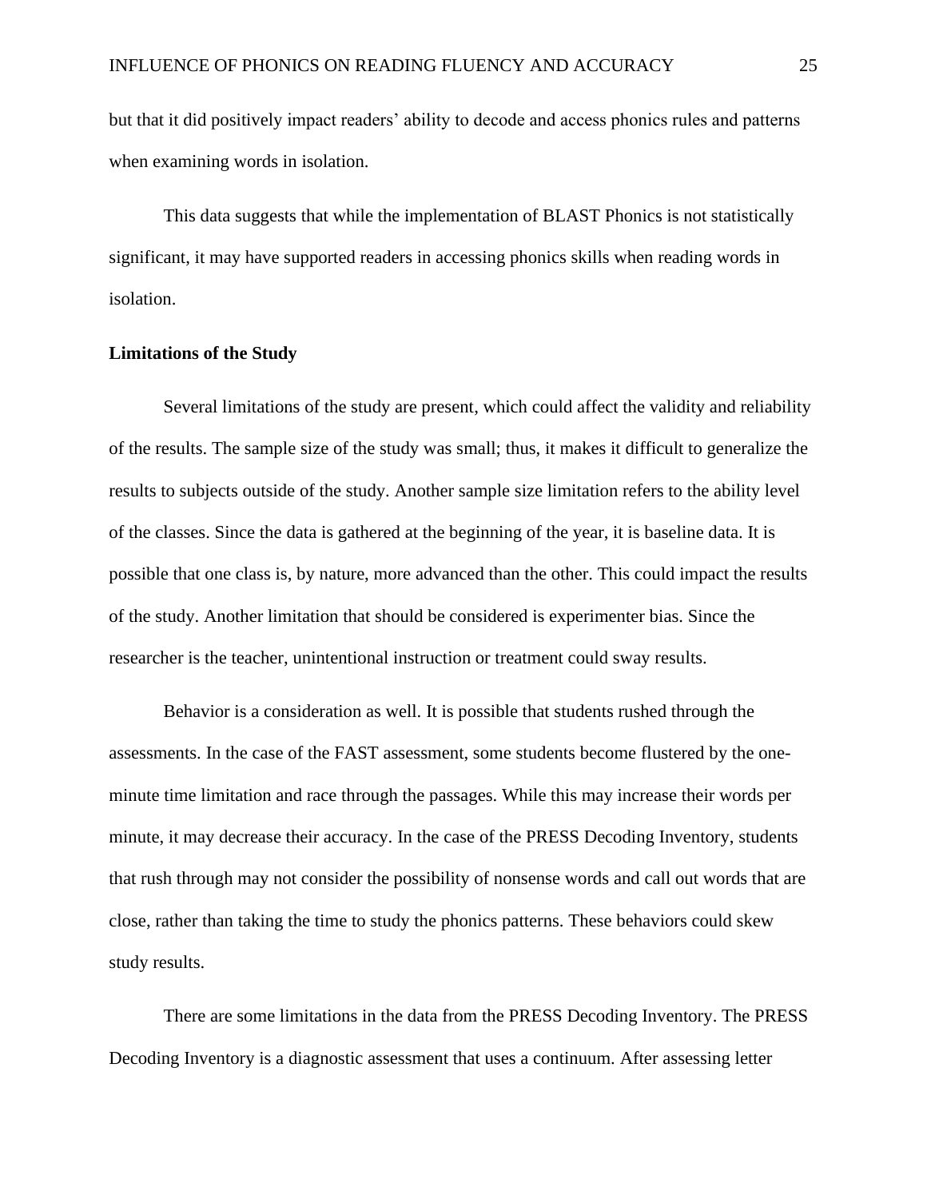but that it did positively impact readers' ability to decode and access phonics rules and patterns when examining words in isolation.

This data suggests that while the implementation of BLAST Phonics is not statistically significant, it may have supported readers in accessing phonics skills when reading words in isolation.

**Limitations of the Study**

Several limitations of the study are present, which could affect the validity and reliability of the results. The sample size of the study was small; thus, it makes it difficult to generalize the results to subjects outside of the study. Another sample size limitation refers to the ability level of the classes. Since the data is gathered at the beginning of the year, it is baseline data. It is possible that one class is, by nature, more advanced than the other. This could impact the results of the study. Another limitation that should be considered is experimenter bias. Since the researcher is the teacher, unintentional instruction or treatment could sway results.

Behavior is a consideration as well. It is possible that students rushed through the assessments. In the case of the FAST assessment, some students become flustered by the one-minute time limitation and race through the passages. While this may increase their words per minute, it may decrease their accuracy. In the case of the PRESS Decoding Inventory, students that rush through may not consider the possibility of nonsense words and call out words that are close, rather than taking the time to study the phonics patterns. These behaviors could skew study results.

There are some limitations in the data from the PRESS Decoding Inventory. The PRESS Decoding Inventory is a diagnostic assessment that uses a continuum. After assessing letter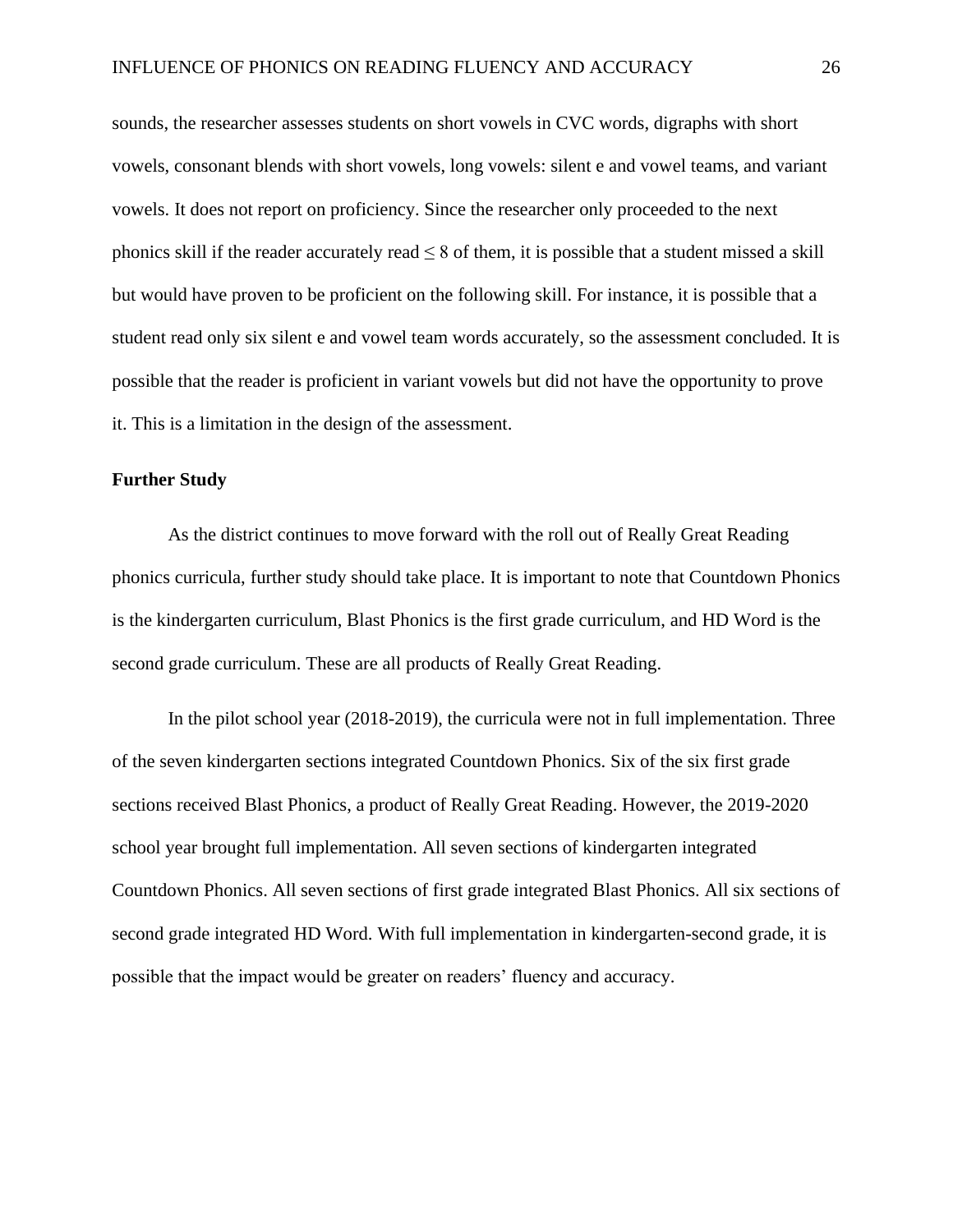sounds, the researcher assesses students on short vowels in CVC words, digraphs with short vowels, consonant blends with short vowels, long vowels: silent e and vowel teams, and variant vowels. It does not report on proficiency. Since the researcher only proceeded to the next phonics skill if the reader accurately read $\leq 8$ of them, it is possible that a student missed a skill but would have proven to be proficient on the following skill. For instance, it is possible that a student read only six silent e and vowel team words accurately, so the assessment concluded. It is possible that the reader is proficient in variant vowels but did not have the opportunity to prove it. This is a limitation in the design of the assessment.

## Further Study

As the district continues to move forward with the roll out of Really Great Reading phonics curricula, further study should take place. It is important to note that Countdown Phonics is the kindergarten curriculum, Blast Phonics is the first grade curriculum, and HD Word is the second grade curriculum. These are all products of Really Great Reading.

In the pilot school year (2018-2019), the curricula were not in full implementation. Three of the seven kindergarten sections integrated Countdown Phonics. Six of the six first grade sections received Blast Phonics, a product of Really Great Reading. However, the 2019-2020 school year brought full implementation. All seven sections of kindergarten integrated Countdown Phonics. All seven sections of first grade integrated Blast Phonics. All six sections of second grade integrated HD Word. With full implementation in kindergarten-second grade, it is possible that the impact would be greater on readers' fluency and accuracy.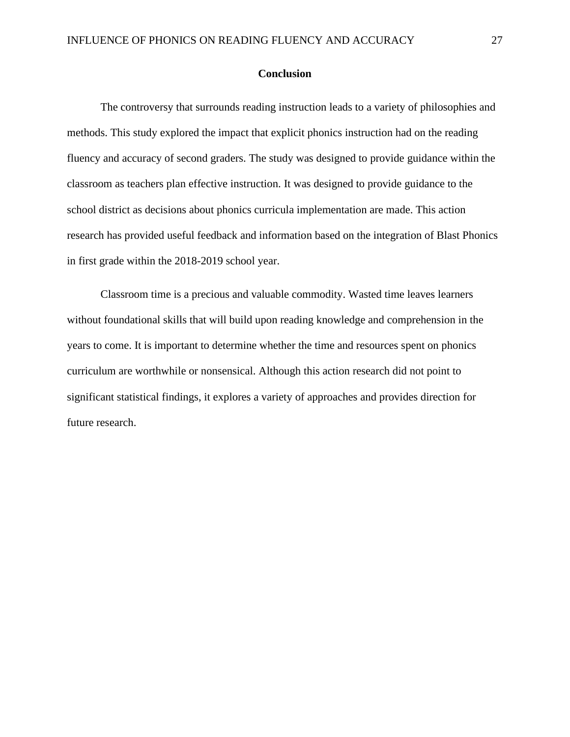## Conclusion

The controversy that surrounds reading instruction leads to a variety of philosophies and methods. This study explored the impact that explicit phonics instruction had on the reading fluency and accuracy of second graders. The study was designed to provide guidance within the classroom as teachers plan effective instruction. It was designed to provide guidance to the school district as decisions about phonics curricula implementation are made. This action research has provided useful feedback and information based on the integration of Blast Phonics in first grade within the 2018-2019 school year.

Classroom time is a precious and valuable commodity. Wasted time leaves learners without foundational skills that will build upon reading knowledge and comprehension in the years to come. It is important to determine whether the time and resources spent on phonics curriculum are worthwhile or nonsensical. Although this action research did not point to significant statistical findings, it explores a variety of approaches and provides direction for future research.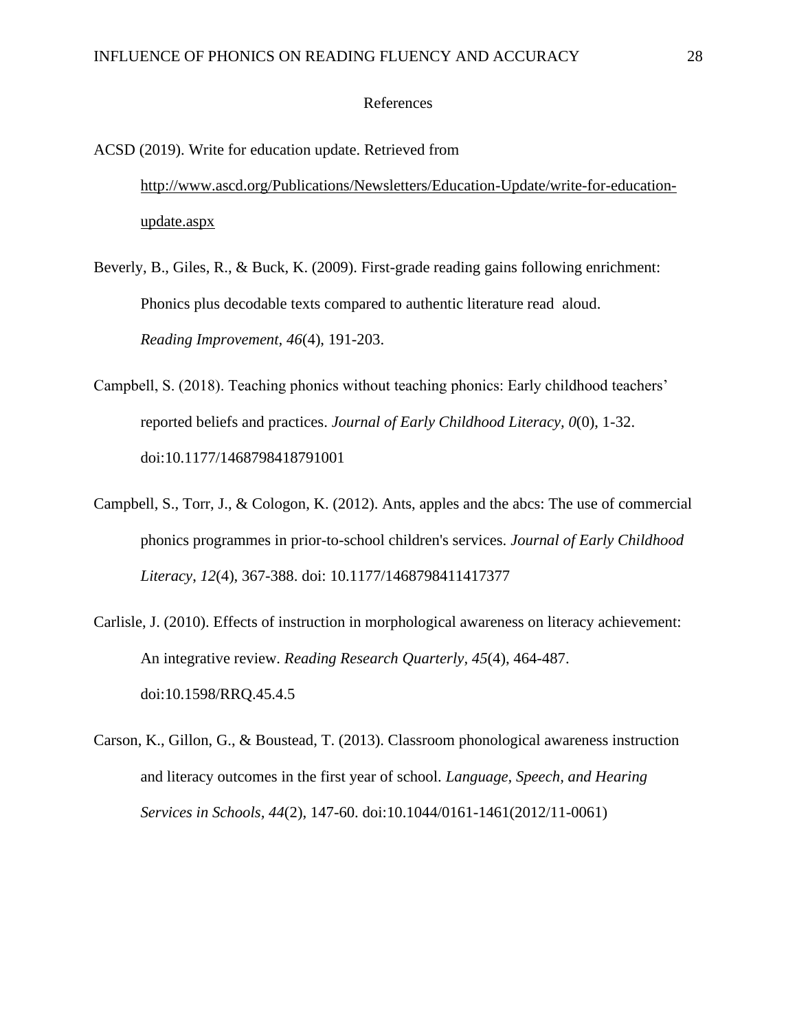# References

ACSD (2019). Write for education update. Retrieved from http://www.ascd.org/Publications/Newsletters/Education-Update/write-for-education-update.aspx

Beverly, B., Giles, R., & Buck, K. (2009). First-grade reading gains following enrichment: Phonics plus decodable texts compared to authentic literature read aloud. *Reading Improvement*, *46*(4), 191-203.

Campbell, S. (2018). Teaching phonics without teaching phonics: Early childhood teachers' reported beliefs and practices. *Journal of Early Childhood Literacy, 0*(0), 1-32. doi:10.1177/1468798418791001

Campbell, S., Torr, J., & Cologon, K. (2012). Ants, apples and the abcs: The use of commercial phonics programmes in prior-to-school children's services. *Journal of Early Childhood Literacy*, *12*(4), 367-388. doi: 10.1177/1468798411417377

Carlisle, J. (2010). Effects of instruction in morphological awareness on literacy achievement: An integrative review. *Reading Research Quarterly, 45*(4), 464-487. doi:10.1598/RRQ.45.4.5

Carson, K., Gillon, G., & Boustead, T. (2013). Classroom phonological awareness instruction and literacy outcomes in the first year of school. *Language, Speech, and Hearing Services in Schools, 44*(2), 147-60. doi:10.1044/0161-1461(2012/11-0061)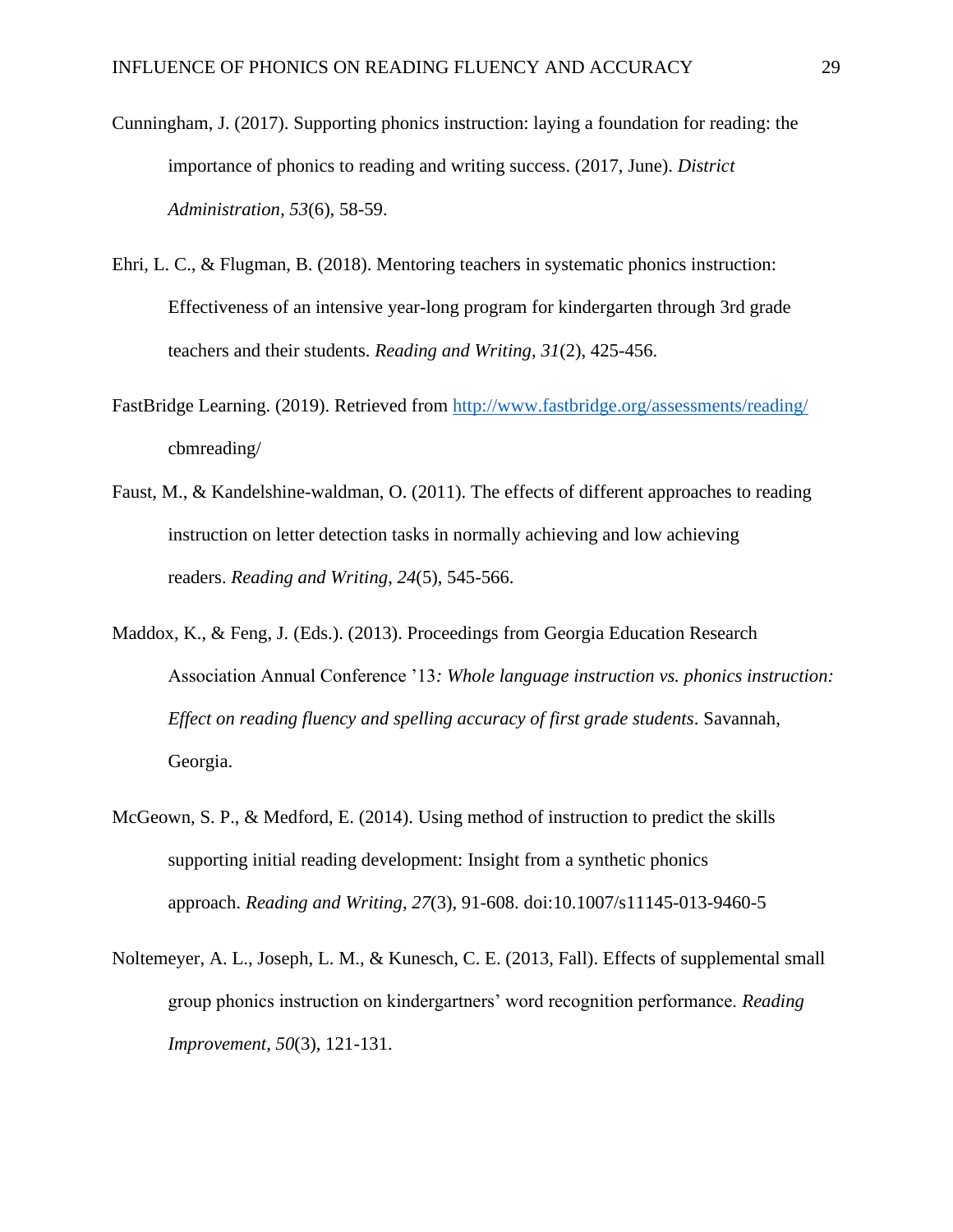Cunningham, J. (2017). Supporting phonics instruction: laying a foundation for reading: the importance of phonics to reading and writing success. (2017, June). *District Administration*, *53*(6), 58-59.

Ehri, L. C., & Flugman, B. (2018). Mentoring teachers in systematic phonics instruction: Effectiveness of an intensive year-long program for kindergarten through 3rd grade teachers and their students. *Reading and Writing*, *31*(2), 425-456.

FastBridge Learning. (2019). Retrieved from http://www.fastbridge.org/assessments/reading/cbmreading/

Faust, M., & Kandelshine-waldman, O. (2011). The effects of different approaches to reading instruction on letter detection tasks in normally achieving and low achieving readers. *Reading and Writing*, *24*(5), 545-566.

Maddox, K., & Feng, J. (Eds.). (2013). Proceedings from Georgia Education Research Association Annual Conference '13*: Whole language instruction vs. phonics instruction: Effect on reading fluency and spelling accuracy of first grade students*. Savannah, Georgia.

McGeown, S. P., & Medford, E. (2014). Using method of instruction to predict the skills supporting initial reading development: Insight from a synthetic phonics approach. *Reading and Writing*, *27*(3), 91-608. doi:10.1007/s11145-013-9460-5

Noltemeyer, A. L., Joseph, L. M., & Kunesch, C. E. (2013, Fall). Effects of supplemental small group phonics instruction on kindergartners' word recognition performance. *Reading Improvement*, *50*(3), 121-131.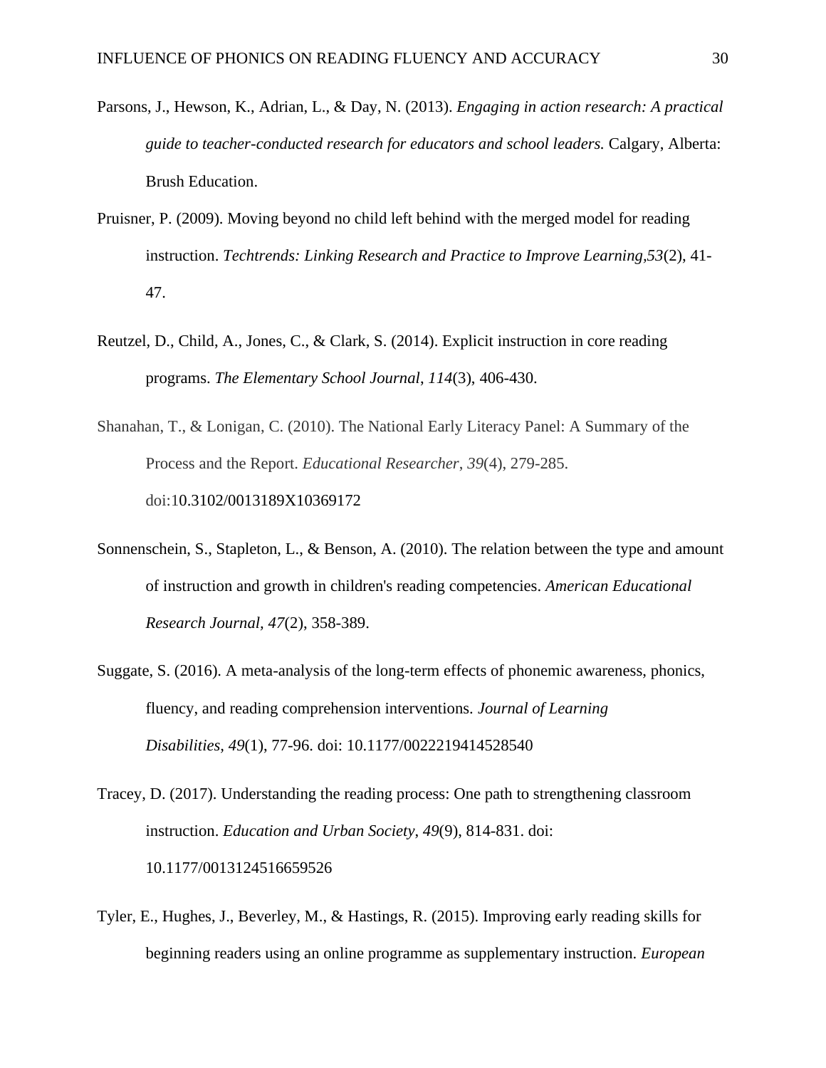Parsons, J., Hewson, K., Adrian, L., & Day, N. (2013). *Engaging in action research: A practical guide to teacher-conducted research for educators and school leaders.* Calgary, Alberta: Brush Education.

Pruisner, P. (2009). Moving beyond no child left behind with the merged model for reading instruction. *Techtrends: Linking Research and Practice to Improve Learning,53*(2), 41-47.

Reutzel, D., Child, A., Jones, C., & Clark, S. (2014). Explicit instruction in core reading programs. *The Elementary School Journal*, *114*(3), 406-430.

Shanahan, T., & Lonigan, C. (2010). The National Early Literacy Panel: A Summary of the Process and the Report. *Educational Researcher*, *39*(4), 279-285. doi:10.3102/0013189X10369172

Sonnenschein, S., Stapleton, L., & Benson, A. (2010). The relation between the type and amount of instruction and growth in children's reading competencies. *American Educational Research Journal*, *47*(2), 358-389.

Suggate, S. (2016). A meta-analysis of the long-term effects of phonemic awareness, phonics, fluency, and reading comprehension interventions. *Journal of Learning Disabilities, 49*(1), 77-96. doi: 10.1177/0022219414528540

Tracey, D. (2017). Understanding the reading process: One path to strengthening classroom instruction. *Education and Urban Society*, *49*(9), 814-831. doi: 10.1177/0013124516659526

Tyler, E., Hughes, J., Beverley, M., & Hastings, R. (2015). Improving early reading skills for beginning readers using an online programme as supplementary instruction. *European*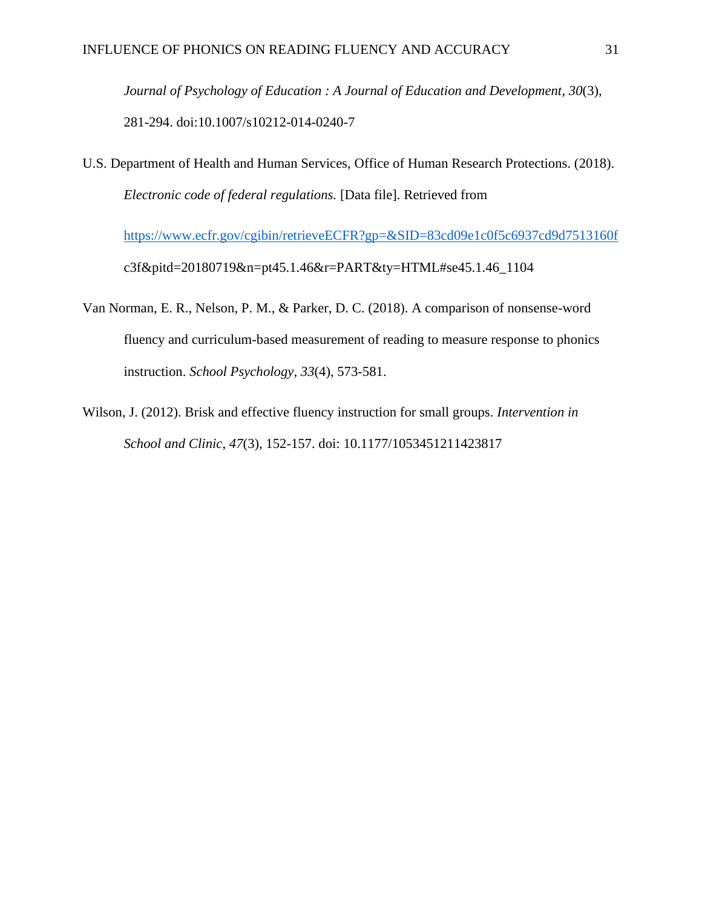*Journal of Psychology of Education : A Journal of Education and Development*, *30*(3), 281-294. doi:10.1007/s10212-014-0240-7

U.S. Department of Health and Human Services, Office of Human Research Protections. (2018). *Electronic code of federal regulations.* [Data file]. Retrieved from https://www.ecfr.gov/cgibin/retrieveECFR?gp=&SID=83cd09e1c0f5c6937cd9d7513160fc3f&pitd=20180719&n=pt45.1.46&r=PART&ty=HTML#se45.1.46_1104

Van Norman, E. R., Nelson, P. M., & Parker, D. C. (2018). A comparison of nonsense-word fluency and curriculum-based measurement of reading to measure response to phonics instruction. *School Psychology*, *33*(4), 573-581.

Wilson, J. (2012). Brisk and effective fluency instruction for small groups. *Intervention in School and Clinic*, *47*(3), 152-157. doi: 10.1177/1053451211423817